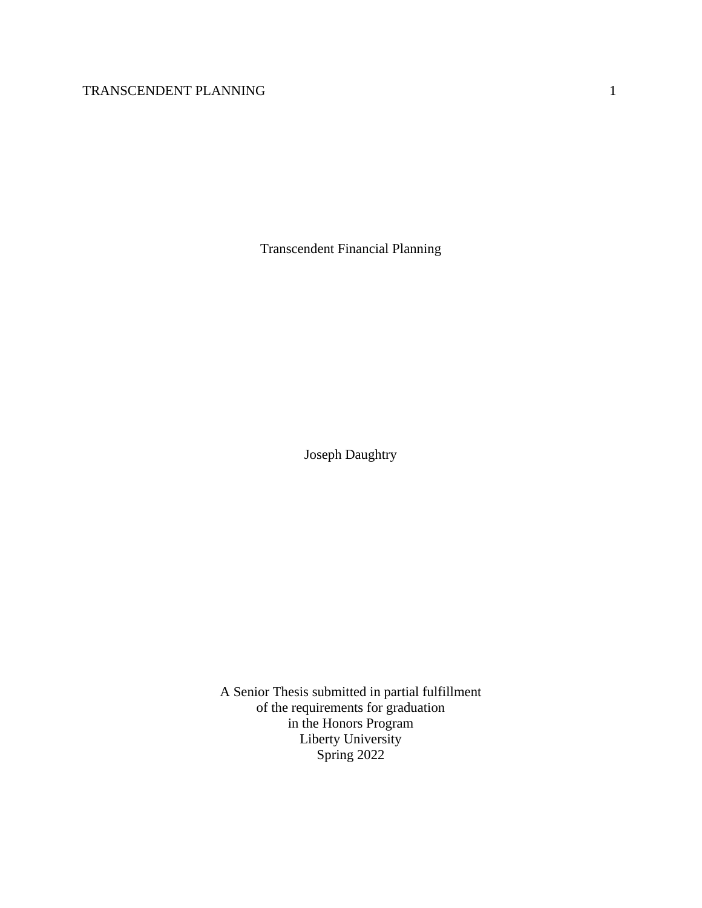# Transcendent Financial Planning

Joseph Daughtry

A Senior Thesis submitted in partial fulfillment
of the requirements for graduation
in the Honors Program
Liberty University
Spring 2022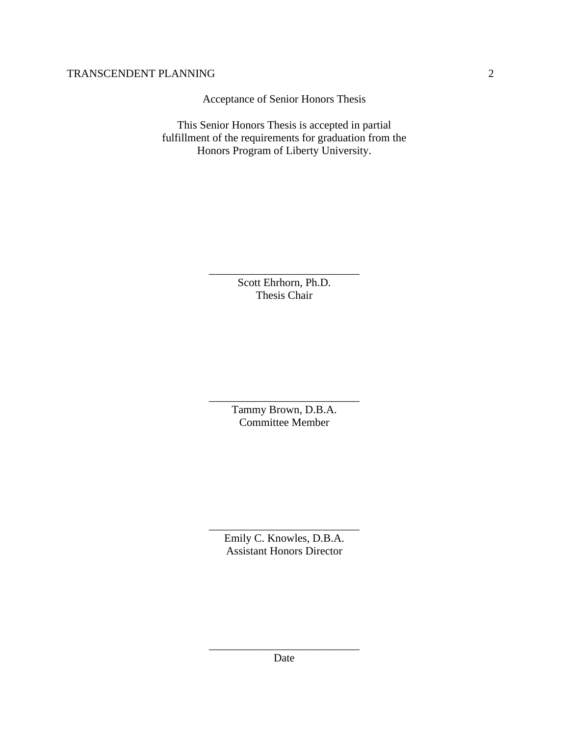Acceptance of Senior Honors Thesis

This Senior Honors Thesis is accepted in partial fulfillment of the requirements for graduation from the Honors Program of Liberty University.

______________________________
Scott Ehrhorn, Ph.D.
Thesis Chair

______________________________
Tammy Brown, D.B.A.
Committee Member

______________________________
Emily C. Knowles, D.B.A.
Assistant Honors Director

______________________________
Date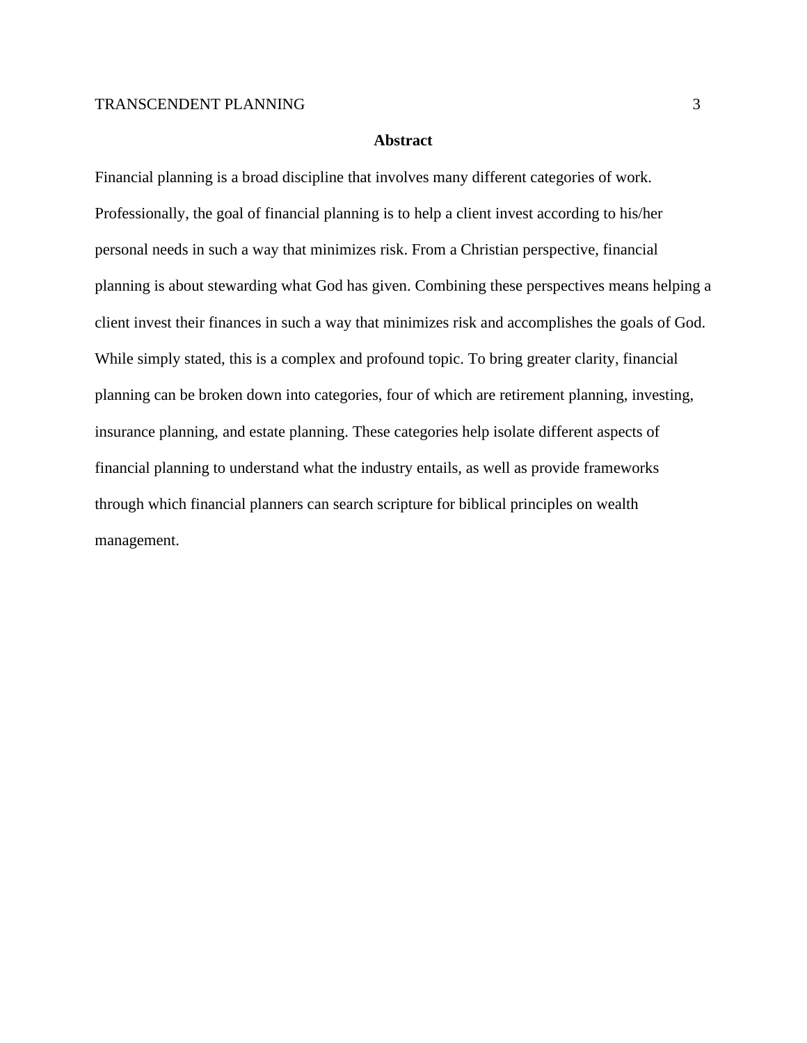## Abstract

Financial planning is a broad discipline that involves many different categories of work. Professionally, the goal of financial planning is to help a client invest according to his/her personal needs in such a way that minimizes risk. From a Christian perspective, financial planning is about stewarding what God has given. Combining these perspectives means helping a client invest their finances in such a way that minimizes risk and accomplishes the goals of God. While simply stated, this is a complex and profound topic. To bring greater clarity, financial planning can be broken down into categories, four of which are retirement planning, investing, insurance planning, and estate planning. These categories help isolate different aspects of financial planning to understand what the industry entails, as well as provide frameworks through which financial planners can search scripture for biblical principles on wealth management.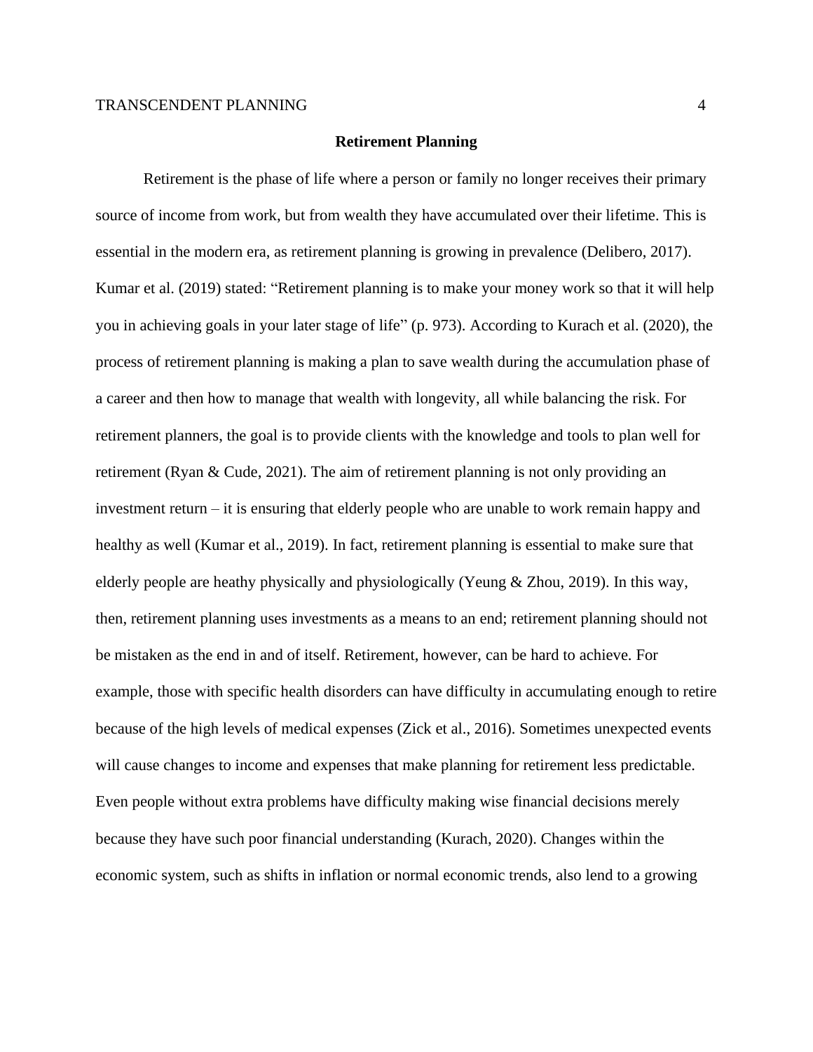## Retirement Planning

Retirement is the phase of life where a person or family no longer receives their primary source of income from work, but from wealth they have accumulated over their lifetime. This is essential in the modern era, as retirement planning is growing in prevalence (Delibero, 2017). Kumar et al. (2019) stated: "Retirement planning is to make your money work so that it will help you in achieving goals in your later stage of life" (p. 973). According to Kurach et al. (2020), the process of retirement planning is making a plan to save wealth during the accumulation phase of a career and then how to manage that wealth with longevity, all while balancing the risk. For retirement planners, the goal is to provide clients with the knowledge and tools to plan well for retirement (Ryan & Cude, 2021). The aim of retirement planning is not only providing an investment return – it is ensuring that elderly people who are unable to work remain happy and healthy as well (Kumar et al., 2019). In fact, retirement planning is essential to make sure that elderly people are heathy physically and physiologically (Yeung & Zhou, 2019). In this way, then, retirement planning uses investments as a means to an end; retirement planning should not be mistaken as the end in and of itself. Retirement, however, can be hard to achieve. For example, those with specific health disorders can have difficulty in accumulating enough to retire because of the high levels of medical expenses (Zick et al., 2016). Sometimes unexpected events will cause changes to income and expenses that make planning for retirement less predictable. Even people without extra problems have difficulty making wise financial decisions merely because they have such poor financial understanding (Kurach, 2020). Changes within the economic system, such as shifts in inflation or normal economic trends, also lend to a growing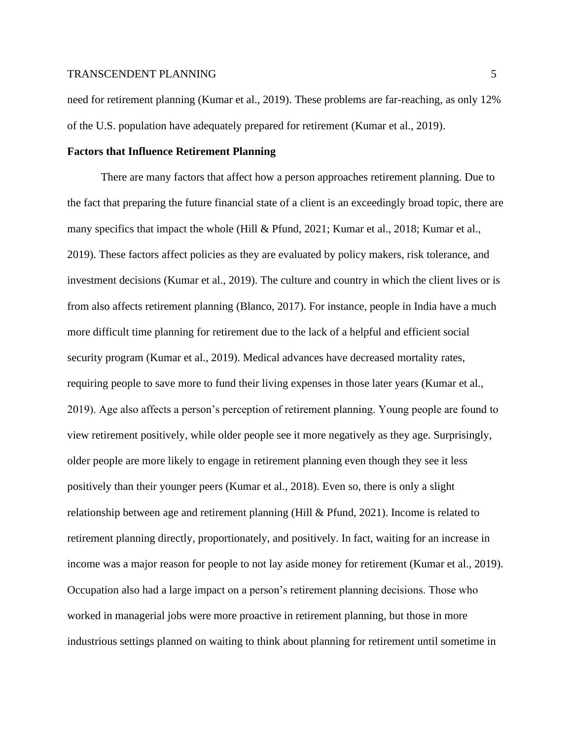need for retirement planning (Kumar et al., 2019). These problems are far-reaching, as only 12% of the U.S. population have adequately prepared for retirement (Kumar et al., 2019).

**Factors that Influence Retirement Planning**

There are many factors that affect how a person approaches retirement planning. Due to the fact that preparing the future financial state of a client is an exceedingly broad topic, there are many specifics that impact the whole (Hill & Pfund, 2021; Kumar et al., 2018; Kumar et al., 2019). These factors affect policies as they are evaluated by policy makers, risk tolerance, and investment decisions (Kumar et al., 2019). The culture and country in which the client lives or is from also affects retirement planning (Blanco, 2017). For instance, people in India have a much more difficult time planning for retirement due to the lack of a helpful and efficient social security program (Kumar et al., 2019). Medical advances have decreased mortality rates, requiring people to save more to fund their living expenses in those later years (Kumar et al., 2019). Age also affects a person's perception of retirement planning. Young people are found to view retirement positively, while older people see it more negatively as they age. Surprisingly, older people are more likely to engage in retirement planning even though they see it less positively than their younger peers (Kumar et al., 2018). Even so, there is only a slight relationship between age and retirement planning (Hill & Pfund, 2021). Income is related to retirement planning directly, proportionately, and positively. In fact, waiting for an increase in income was a major reason for people to not lay aside money for retirement (Kumar et al., 2019). Occupation also had a large impact on a person's retirement planning decisions. Those who worked in managerial jobs were more proactive in retirement planning, but those in more industrious settings planned on waiting to think about planning for retirement until sometime in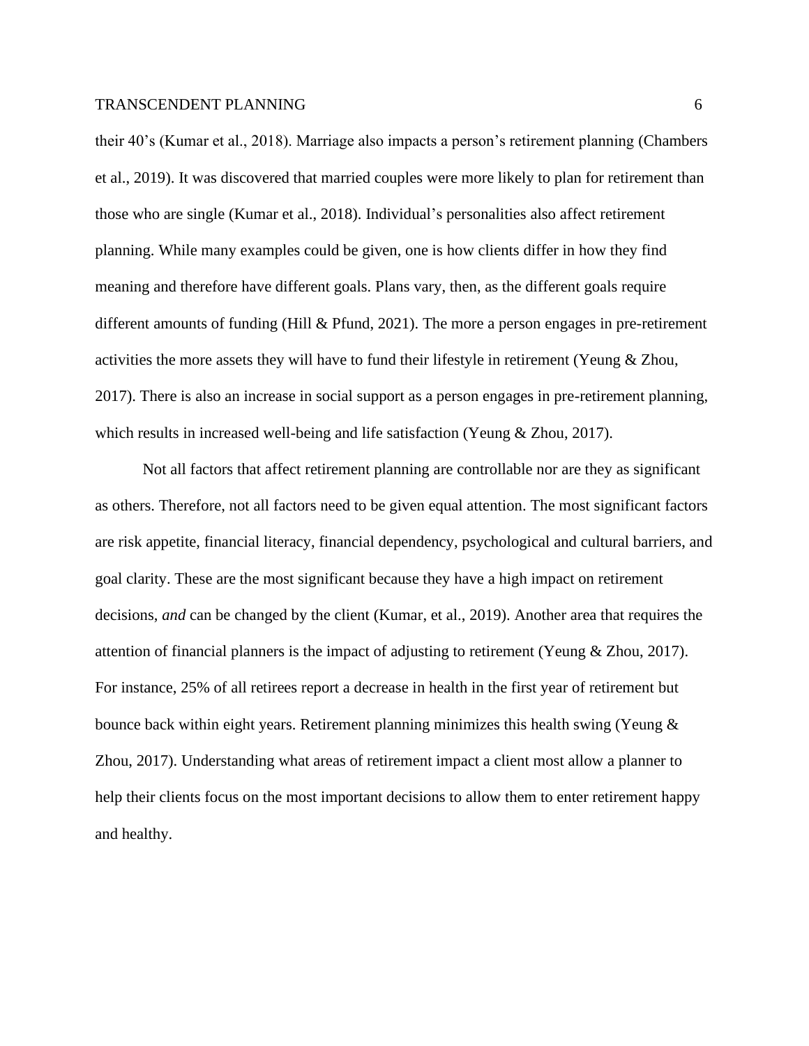their 40's (Kumar et al., 2018). Marriage also impacts a person's retirement planning (Chambers et al., 2019). It was discovered that married couples were more likely to plan for retirement than those who are single (Kumar et al., 2018). Individual's personalities also affect retirement planning. While many examples could be given, one is how clients differ in how they find meaning and therefore have different goals. Plans vary, then, as the different goals require different amounts of funding (Hill & Pfund, 2021). The more a person engages in pre-retirement activities the more assets they will have to fund their lifestyle in retirement (Yeung & Zhou, 2017). There is also an increase in social support as a person engages in pre-retirement planning, which results in increased well-being and life satisfaction (Yeung & Zhou, 2017).

Not all factors that affect retirement planning are controllable nor are they as significant as others. Therefore, not all factors need to be given equal attention. The most significant factors are risk appetite, financial literacy, financial dependency, psychological and cultural barriers, and goal clarity. These are the most significant because they have a high impact on retirement decisions, *and* can be changed by the client (Kumar, et al., 2019). Another area that requires the attention of financial planners is the impact of adjusting to retirement (Yeung & Zhou, 2017). For instance, 25% of all retirees report a decrease in health in the first year of retirement but bounce back within eight years. Retirement planning minimizes this health swing (Yeung & Zhou, 2017). Understanding what areas of retirement impact a client most allow a planner to help their clients focus on the most important decisions to allow them to enter retirement happy and healthy.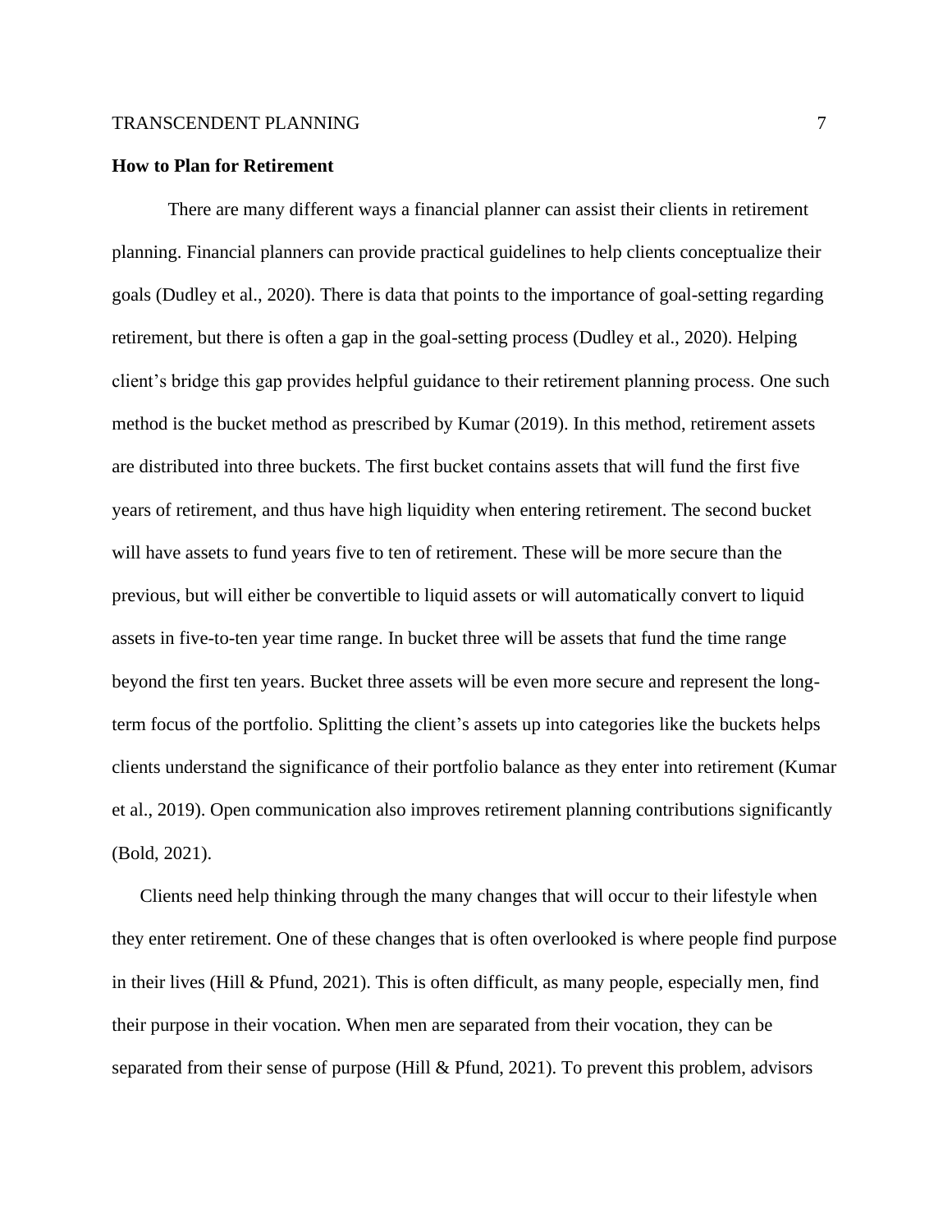**How to Plan for Retirement**

There are many different ways a financial planner can assist their clients in retirement planning. Financial planners can provide practical guidelines to help clients conceptualize their goals (Dudley et al., 2020). There is data that points to the importance of goal-setting regarding retirement, but there is often a gap in the goal-setting process (Dudley et al., 2020). Helping client's bridge this gap provides helpful guidance to their retirement planning process. One such method is the bucket method as prescribed by Kumar (2019). In this method, retirement assets are distributed into three buckets. The first bucket contains assets that will fund the first five years of retirement, and thus have high liquidity when entering retirement. The second bucket will have assets to fund years five to ten of retirement. These will be more secure than the previous, but will either be convertible to liquid assets or will automatically convert to liquid assets in five-to-ten year time range. In bucket three will be assets that fund the time range beyond the first ten years. Bucket three assets will be even more secure and represent the long-term focus of the portfolio. Splitting the client's assets up into categories like the buckets helps clients understand the significance of their portfolio balance as they enter into retirement (Kumar et al., 2019). Open communication also improves retirement planning contributions significantly (Bold, 2021).

Clients need help thinking through the many changes that will occur to their lifestyle when they enter retirement. One of these changes that is often overlooked is where people find purpose in their lives (Hill & Pfund, 2021). This is often difficult, as many people, especially men, find their purpose in their vocation. When men are separated from their vocation, they can be separated from their sense of purpose (Hill & Pfund, 2021). To prevent this problem, advisors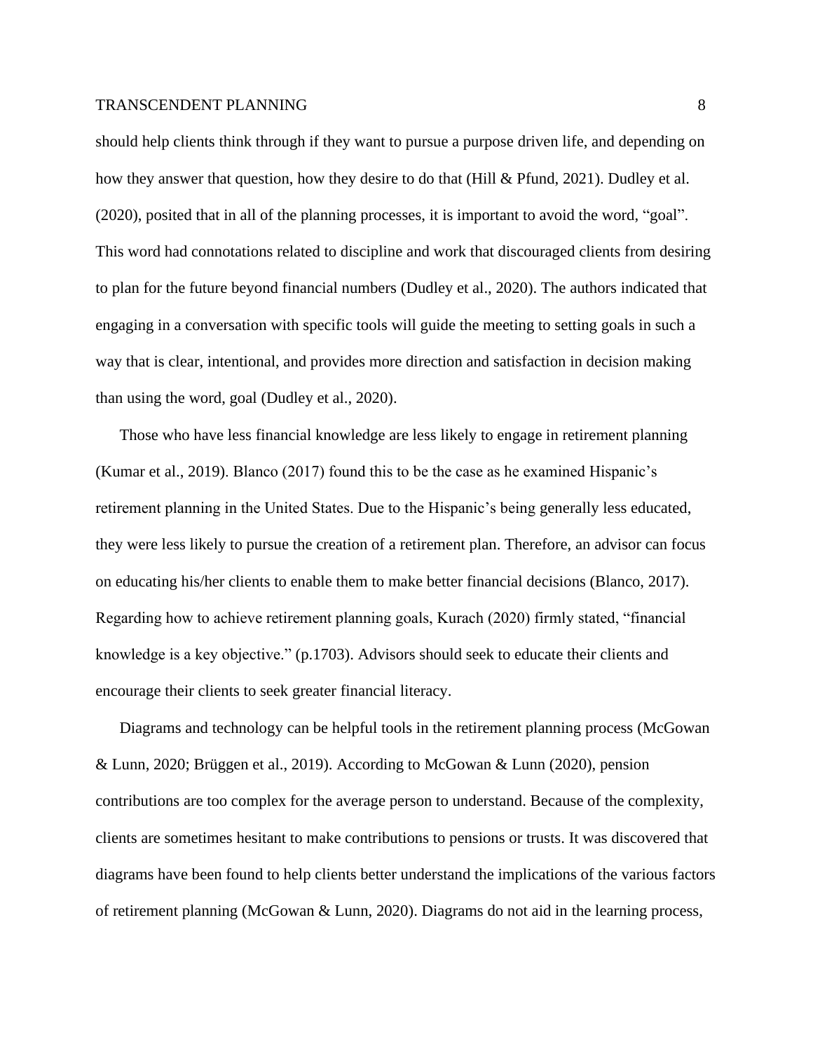should help clients think through if they want to pursue a purpose driven life, and depending on how they answer that question, how they desire to do that (Hill & Pfund, 2021). Dudley et al. (2020), posited that in all of the planning processes, it is important to avoid the word, "goal". This word had connotations related to discipline and work that discouraged clients from desiring to plan for the future beyond financial numbers (Dudley et al., 2020). The authors indicated that engaging in a conversation with specific tools will guide the meeting to setting goals in such a way that is clear, intentional, and provides more direction and satisfaction in decision making than using the word, goal (Dudley et al., 2020).

Those who have less financial knowledge are less likely to engage in retirement planning (Kumar et al., 2019). Blanco (2017) found this to be the case as he examined Hispanic's retirement planning in the United States. Due to the Hispanic's being generally less educated, they were less likely to pursue the creation of a retirement plan. Therefore, an advisor can focus on educating his/her clients to enable them to make better financial decisions (Blanco, 2017). Regarding how to achieve retirement planning goals, Kurach (2020) firmly stated, "financial knowledge is a key objective." (p.1703). Advisors should seek to educate their clients and encourage their clients to seek greater financial literacy.

Diagrams and technology can be helpful tools in the retirement planning process (McGowan & Lunn, 2020; Brüggen et al., 2019). According to McGowan & Lunn (2020), pension contributions are too complex for the average person to understand. Because of the complexity, clients are sometimes hesitant to make contributions to pensions or trusts. It was discovered that diagrams have been found to help clients better understand the implications of the various factors of retirement planning (McGowan & Lunn, 2020). Diagrams do not aid in the learning process,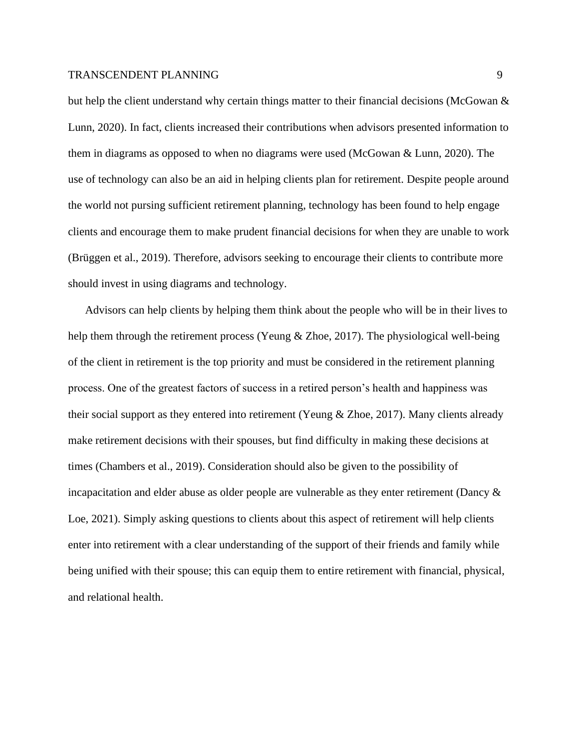but help the client understand why certain things matter to their financial decisions (McGowan & Lunn, 2020). In fact, clients increased their contributions when advisors presented information to them in diagrams as opposed to when no diagrams were used (McGowan & Lunn, 2020). The use of technology can also be an aid in helping clients plan for retirement. Despite people around the world not pursing sufficient retirement planning, technology has been found to help engage clients and encourage them to make prudent financial decisions for when they are unable to work (Brüggen et al., 2019). Therefore, advisors seeking to encourage their clients to contribute more should invest in using diagrams and technology.

Advisors can help clients by helping them think about the people who will be in their lives to help them through the retirement process (Yeung & Zhoe, 2017). The physiological well-being of the client in retirement is the top priority and must be considered in the retirement planning process. One of the greatest factors of success in a retired person's health and happiness was their social support as they entered into retirement (Yeung & Zhoe, 2017). Many clients already make retirement decisions with their spouses, but find difficulty in making these decisions at times (Chambers et al., 2019). Consideration should also be given to the possibility of incapacitation and elder abuse as older people are vulnerable as they enter retirement (Dancy & Loe, 2021). Simply asking questions to clients about this aspect of retirement will help clients enter into retirement with a clear understanding of the support of their friends and family while being unified with their spouse; this can equip them to entire retirement with financial, physical, and relational health.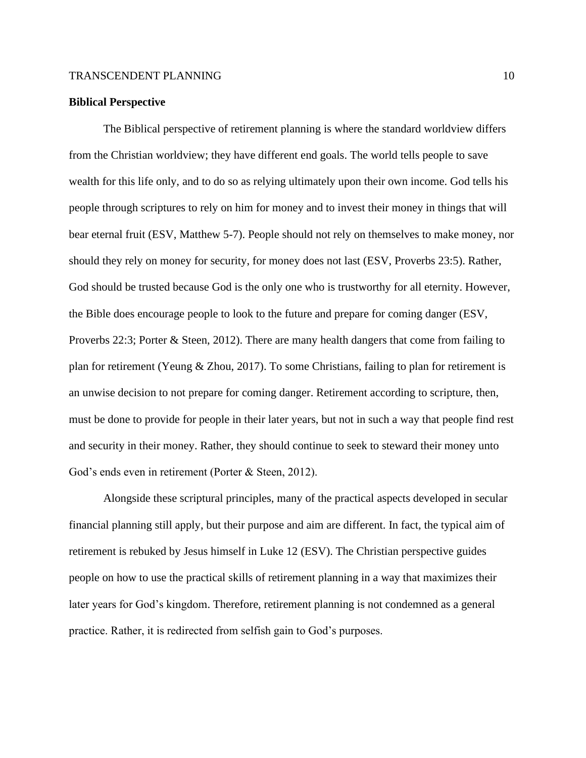**Biblical Perspective**

The Biblical perspective of retirement planning is where the standard worldview differs from the Christian worldview; they have different end goals. The world tells people to save wealth for this life only, and to do so as relying ultimately upon their own income. God tells his people through scriptures to rely on him for money and to invest their money in things that will bear eternal fruit (ESV, Matthew 5-7). People should not rely on themselves to make money, nor should they rely on money for security, for money does not last (ESV, Proverbs 23:5). Rather, God should be trusted because God is the only one who is trustworthy for all eternity. However, the Bible does encourage people to look to the future and prepare for coming danger (ESV, Proverbs 22:3; Porter & Steen, 2012). There are many health dangers that come from failing to plan for retirement (Yeung & Zhou, 2017). To some Christians, failing to plan for retirement is an unwise decision to not prepare for coming danger. Retirement according to scripture, then, must be done to provide for people in their later years, but not in such a way that people find rest and security in their money. Rather, they should continue to seek to steward their money unto God's ends even in retirement (Porter & Steen, 2012).

Alongside these scriptural principles, many of the practical aspects developed in secular financial planning still apply, but their purpose and aim are different. In fact, the typical aim of retirement is rebuked by Jesus himself in Luke 12 (ESV). The Christian perspective guides people on how to use the practical skills of retirement planning in a way that maximizes their later years for God's kingdom. Therefore, retirement planning is not condemned as a general practice. Rather, it is redirected from selfish gain to God's purposes.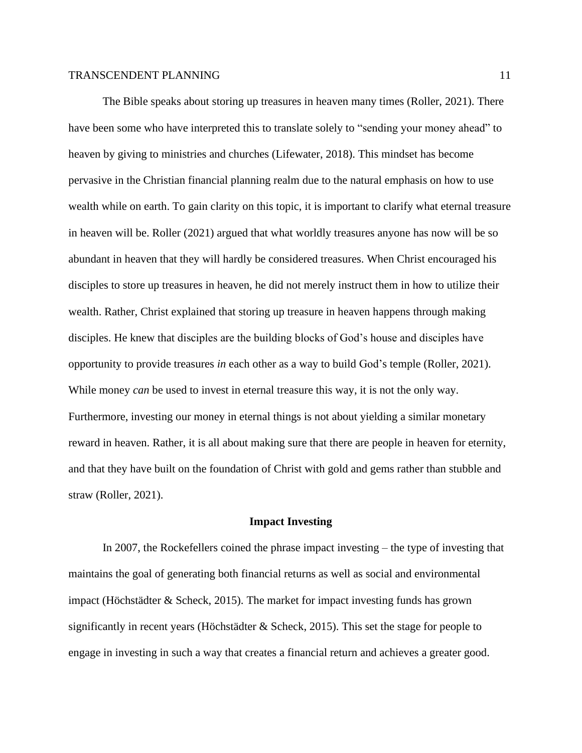The Bible speaks about storing up treasures in heaven many times (Roller, 2021). There have been some who have interpreted this to translate solely to "sending your money ahead" to heaven by giving to ministries and churches (Lifewater, 2018). This mindset has become pervasive in the Christian financial planning realm due to the natural emphasis on how to use wealth while on earth. To gain clarity on this topic, it is important to clarify what eternal treasure in heaven will be. Roller (2021) argued that what worldly treasures anyone has now will be so abundant in heaven that they will hardly be considered treasures. When Christ encouraged his disciples to store up treasures in heaven, he did not merely instruct them in how to utilize their wealth. Rather, Christ explained that storing up treasure in heaven happens through making disciples. He knew that disciples are the building blocks of God's house and disciples have opportunity to provide treasures *in* each other as a way to build God's temple (Roller, 2021). While money *can* be used to invest in eternal treasure this way, it is not the only way. Furthermore, investing our money in eternal things is not about yielding a similar monetary reward in heaven. Rather, it is all about making sure that there are people in heaven for eternity, and that they have built on the foundation of Christ with gold and gems rather than stubble and straw (Roller, 2021).

## Impact Investing

In 2007, the Rockefellers coined the phrase impact investing – the type of investing that maintains the goal of generating both financial returns as well as social and environmental impact (Höchstädter & Scheck, 2015). The market for impact investing funds has grown significantly in recent years (Höchstädter & Scheck, 2015). This set the stage for people to engage in investing in such a way that creates a financial return and achieves a greater good.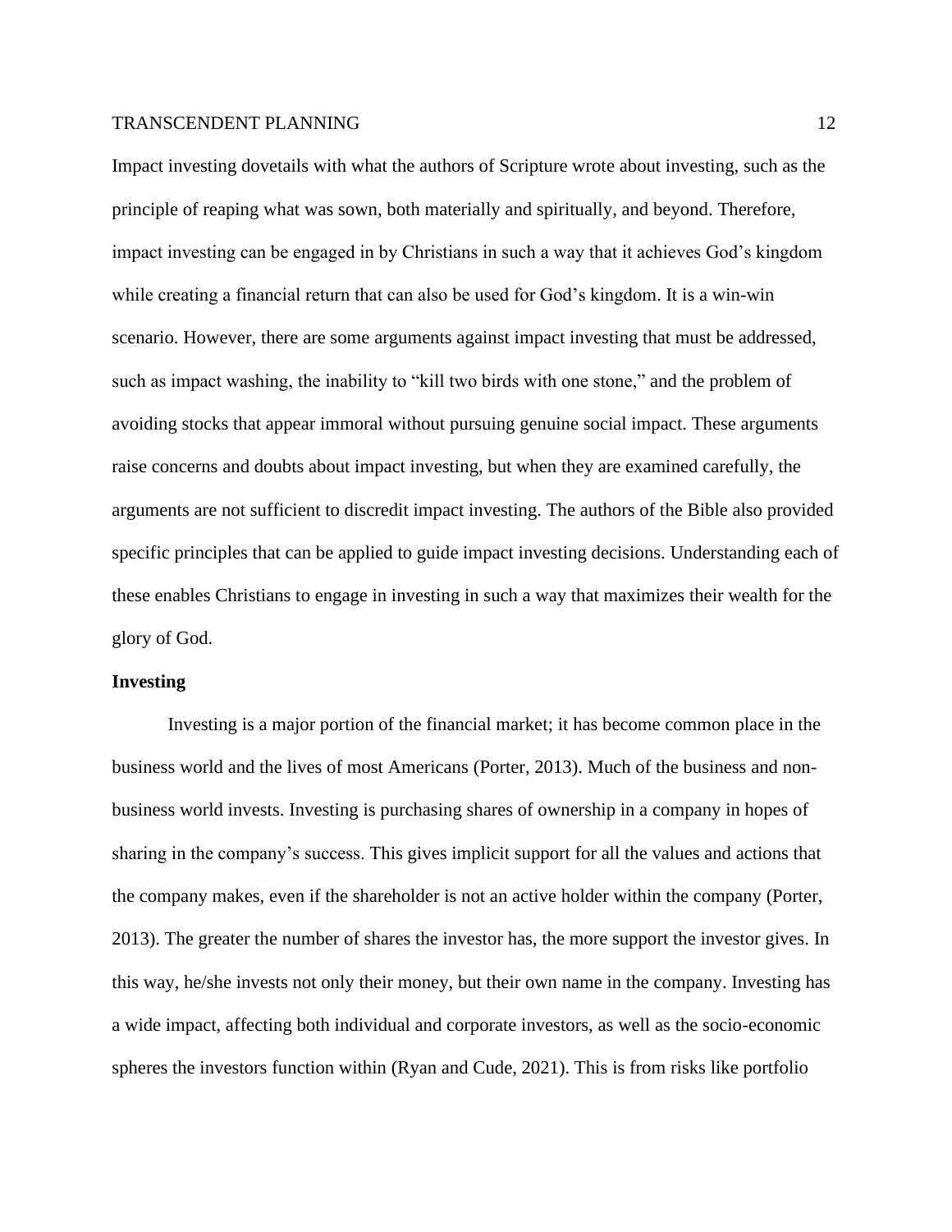Impact investing dovetails with what the authors of Scripture wrote about investing, such as the principle of reaping what was sown, both materially and spiritually, and beyond. Therefore, impact investing can be engaged in by Christians in such a way that it achieves God's kingdom while creating a financial return that can also be used for God's kingdom. It is a win-win scenario. However, there are some arguments against impact investing that must be addressed, such as impact washing, the inability to "kill two birds with one stone," and the problem of avoiding stocks that appear immoral without pursuing genuine social impact. These arguments raise concerns and doubts about impact investing, but when they are examined carefully, the arguments are not sufficient to discredit impact investing. The authors of the Bible also provided specific principles that can be applied to guide impact investing decisions. Understanding each of these enables Christians to engage in investing in such a way that maximizes their wealth for the glory of God.

**Investing**

Investing is a major portion of the financial market; it has become common place in the business world and the lives of most Americans (Porter, 2013). Much of the business and non-business world invests. Investing is purchasing shares of ownership in a company in hopes of sharing in the company's success. This gives implicit support for all the values and actions that the company makes, even if the shareholder is not an active holder within the company (Porter, 2013). The greater the number of shares the investor has, the more support the investor gives. In this way, he/she invests not only their money, but their own name in the company. Investing has a wide impact, affecting both individual and corporate investors, as well as the socio-economic spheres the investors function within (Ryan and Cude, 2021). This is from risks like portfolio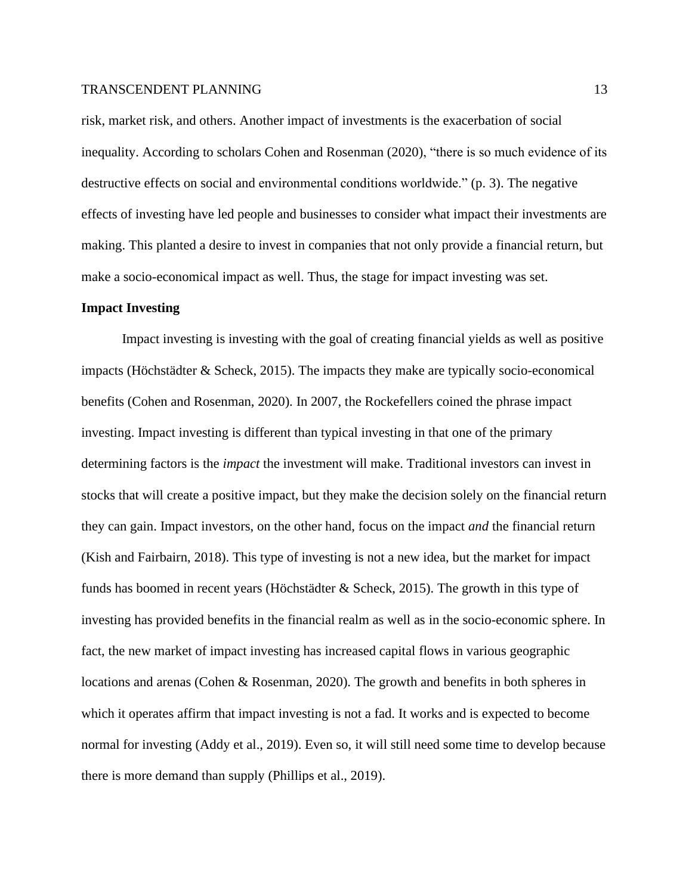risk, market risk, and others. Another impact of investments is the exacerbation of social inequality. According to scholars Cohen and Rosenman (2020), "there is so much evidence of its destructive effects on social and environmental conditions worldwide." (p. 3). The negative effects of investing have led people and businesses to consider what impact their investments are making. This planted a desire to invest in companies that not only provide a financial return, but make a socio-economical impact as well. Thus, the stage for impact investing was set.

**Impact Investing**

Impact investing is investing with the goal of creating financial yields as well as positive impacts (Höchstädter & Scheck, 2015). The impacts they make are typically socio-economical benefits (Cohen and Rosenman, 2020). In 2007, the Rockefellers coined the phrase impact investing. Impact investing is different than typical investing in that one of the primary determining factors is the *impact* the investment will make. Traditional investors can invest in stocks that will create a positive impact, but they make the decision solely on the financial return they can gain. Impact investors, on the other hand, focus on the impact *and* the financial return (Kish and Fairbairn, 2018). This type of investing is not a new idea, but the market for impact funds has boomed in recent years (Höchstädter & Scheck, 2015). The growth in this type of investing has provided benefits in the financial realm as well as in the socio-economic sphere. In fact, the new market of impact investing has increased capital flows in various geographic locations and arenas (Cohen & Rosenman, 2020). The growth and benefits in both spheres in which it operates affirm that impact investing is not a fad. It works and is expected to become normal for investing (Addy et al., 2019). Even so, it will still need some time to develop because there is more demand than supply (Phillips et al., 2019).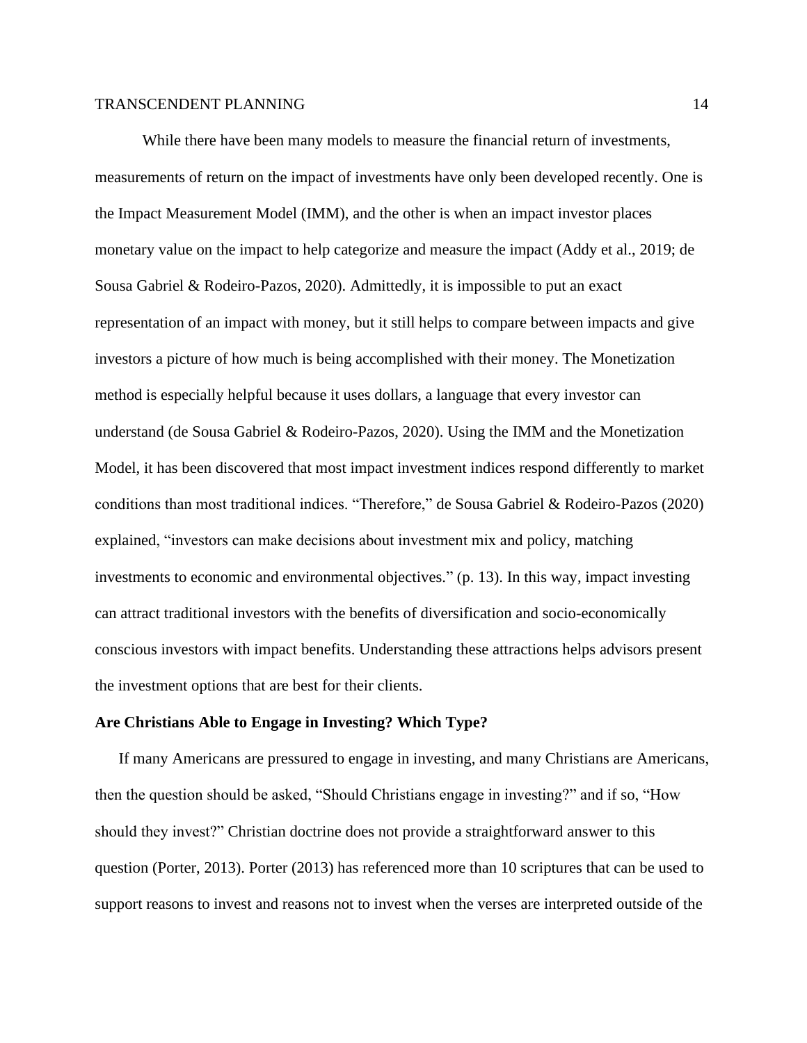While there have been many models to measure the financial return of investments, measurements of return on the impact of investments have only been developed recently. One is the Impact Measurement Model (IMM), and the other is when an impact investor places monetary value on the impact to help categorize and measure the impact (Addy et al., 2019; de Sousa Gabriel & Rodeiro-Pazos, 2020). Admittedly, it is impossible to put an exact representation of an impact with money, but it still helps to compare between impacts and give investors a picture of how much is being accomplished with their money. The Monetization method is especially helpful because it uses dollars, a language that every investor can understand (de Sousa Gabriel & Rodeiro-Pazos, 2020). Using the IMM and the Monetization Model, it has been discovered that most impact investment indices respond differently to market conditions than most traditional indices. "Therefore," de Sousa Gabriel & Rodeiro-Pazos (2020) explained, "investors can make decisions about investment mix and policy, matching investments to economic and environmental objectives." (p. 13). In this way, impact investing can attract traditional investors with the benefits of diversification and socio-economically conscious investors with impact benefits. Understanding these attractions helps advisors present the investment options that are best for their clients.

### Are Christians Able to Engage in Investing? Which Type?

If many Americans are pressured to engage in investing, and many Christians are Americans, then the question should be asked, "Should Christians engage in investing?" and if so, "How should they invest?" Christian doctrine does not provide a straightforward answer to this question (Porter, 2013). Porter (2013) has referenced more than 10 scriptures that can be used to support reasons to invest and reasons not to invest when the verses are interpreted outside of the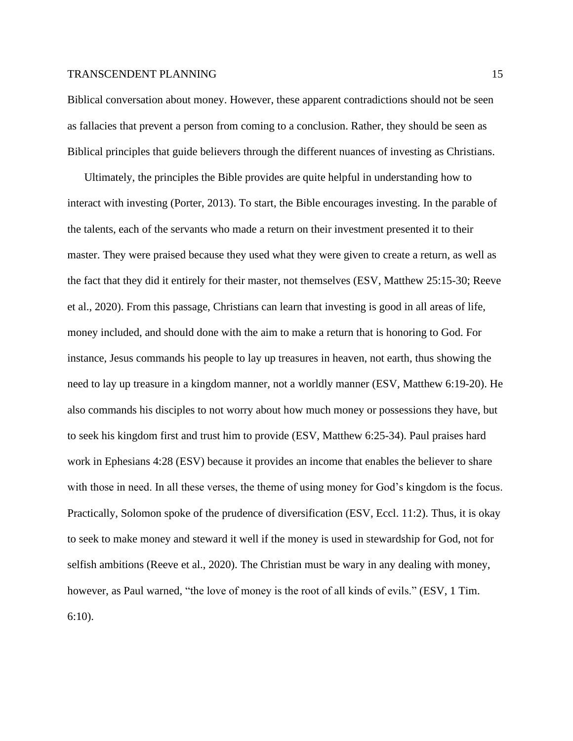Biblical conversation about money. However, these apparent contradictions should not be seen as fallacies that prevent a person from coming to a conclusion. Rather, they should be seen as Biblical principles that guide believers through the different nuances of investing as Christians.

Ultimately, the principles the Bible provides are quite helpful in understanding how to interact with investing (Porter, 2013). To start, the Bible encourages investing. In the parable of the talents, each of the servants who made a return on their investment presented it to their master. They were praised because they used what they were given to create a return, as well as the fact that they did it entirely for their master, not themselves (ESV, Matthew 25:15-30; Reeve et al., 2020). From this passage, Christians can learn that investing is good in all areas of life, money included, and should done with the aim to make a return that is honoring to God. For instance, Jesus commands his people to lay up treasures in heaven, not earth, thus showing the need to lay up treasure in a kingdom manner, not a worldly manner (ESV, Matthew 6:19-20). He also commands his disciples to not worry about how much money or possessions they have, but to seek his kingdom first and trust him to provide (ESV, Matthew 6:25-34). Paul praises hard work in Ephesians 4:28 (ESV) because it provides an income that enables the believer to share with those in need. In all these verses, the theme of using money for God's kingdom is the focus. Practically, Solomon spoke of the prudence of diversification (ESV, Eccl. 11:2). Thus, it is okay to seek to make money and steward it well if the money is used in stewardship for God, not for selfish ambitions (Reeve et al., 2020). The Christian must be wary in any dealing with money, however, as Paul warned, "the love of money is the root of all kinds of evils." (ESV, 1 Tim. 6:10).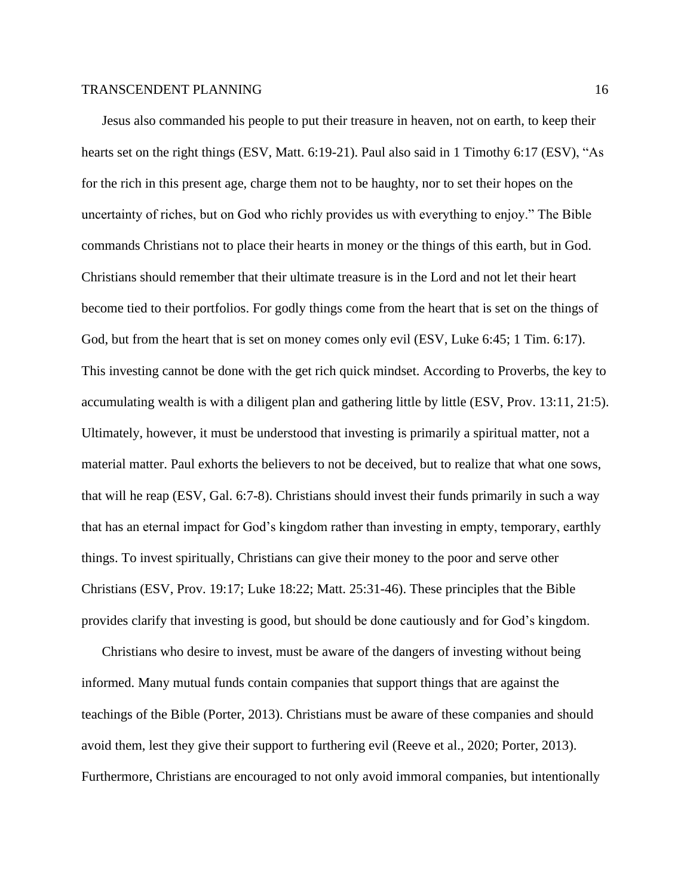Jesus also commanded his people to put their treasure in heaven, not on earth, to keep their hearts set on the right things (ESV, Matt. 6:19-21). Paul also said in 1 Timothy 6:17 (ESV), "As for the rich in this present age, charge them not to be haughty, nor to set their hopes on the uncertainty of riches, but on God who richly provides us with everything to enjoy." The Bible commands Christians not to place their hearts in money or the things of this earth, but in God. Christians should remember that their ultimate treasure is in the Lord and not let their heart become tied to their portfolios. For godly things come from the heart that is set on the things of God, but from the heart that is set on money comes only evil (ESV, Luke 6:45; 1 Tim. 6:17). This investing cannot be done with the get rich quick mindset. According to Proverbs, the key to accumulating wealth is with a diligent plan and gathering little by little (ESV, Prov. 13:11, 21:5). Ultimately, however, it must be understood that investing is primarily a spiritual matter, not a material matter. Paul exhorts the believers to not be deceived, but to realize that what one sows, that will he reap (ESV, Gal. 6:7-8). Christians should invest their funds primarily in such a way that has an eternal impact for God's kingdom rather than investing in empty, temporary, earthly things. To invest spiritually, Christians can give their money to the poor and serve other Christians (ESV, Prov. 19:17; Luke 18:22; Matt. 25:31-46). These principles that the Bible provides clarify that investing is good, but should be done cautiously and for God's kingdom.

Christians who desire to invest, must be aware of the dangers of investing without being informed. Many mutual funds contain companies that support things that are against the teachings of the Bible (Porter, 2013). Christians must be aware of these companies and should avoid them, lest they give their support to furthering evil (Reeve et al., 2020; Porter, 2013). Furthermore, Christians are encouraged to not only avoid immoral companies, but intentionally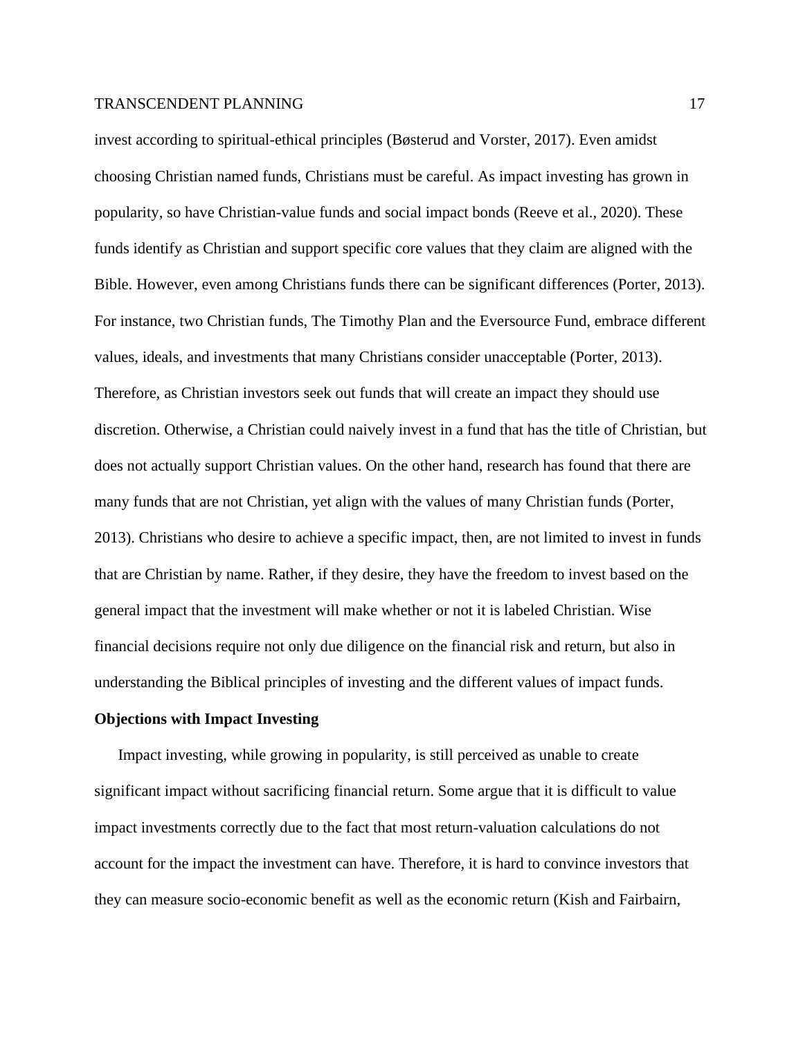invest according to spiritual-ethical principles (Bøsterud and Vorster, 2017). Even amidst choosing Christian named funds, Christians must be careful. As impact investing has grown in popularity, so have Christian-value funds and social impact bonds (Reeve et al., 2020). These funds identify as Christian and support specific core values that they claim are aligned with the Bible. However, even among Christians funds there can be significant differences (Porter, 2013). For instance, two Christian funds, The Timothy Plan and the Eversource Fund, embrace different values, ideals, and investments that many Christians consider unacceptable (Porter, 2013). Therefore, as Christian investors seek out funds that will create an impact they should use discretion. Otherwise, a Christian could naively invest in a fund that has the title of Christian, but does not actually support Christian values. On the other hand, research has found that there are many funds that are not Christian, yet align with the values of many Christian funds (Porter, 2013). Christians who desire to achieve a specific impact, then, are not limited to invest in funds that are Christian by name. Rather, if they desire, they have the freedom to invest based on the general impact that the investment will make whether or not it is labeled Christian. Wise financial decisions require not only due diligence on the financial risk and return, but also in understanding the Biblical principles of investing and the different values of impact funds.

**Objections with Impact Investing**

Impact investing, while growing in popularity, is still perceived as unable to create significant impact without sacrificing financial return. Some argue that it is difficult to value impact investments correctly due to the fact that most return-valuation calculations do not account for the impact the investment can have. Therefore, it is hard to convince investors that they can measure socio-economic benefit as well as the economic return (Kish and Fairbairn,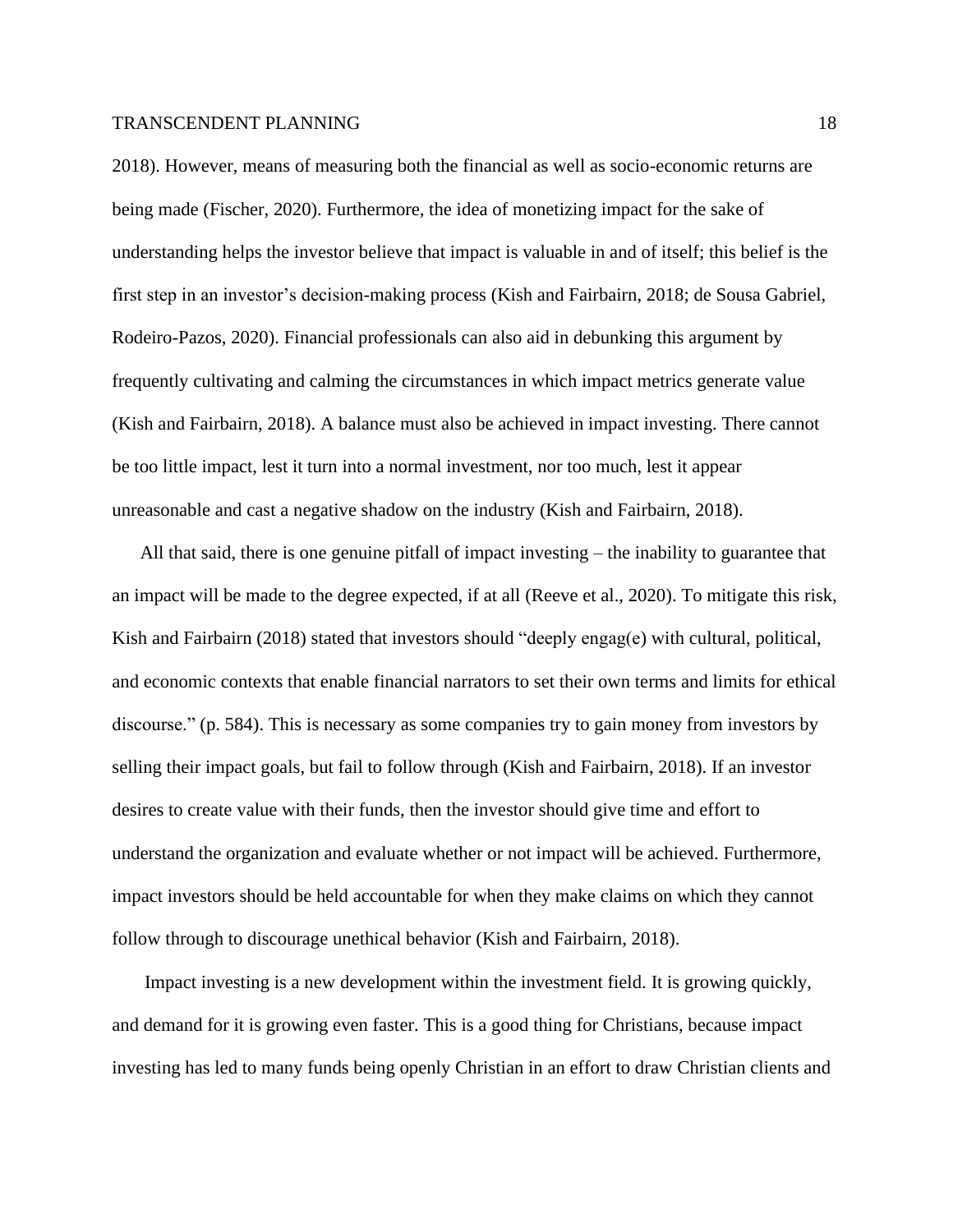2018). However, means of measuring both the financial as well as socio-economic returns are being made (Fischer, 2020). Furthermore, the idea of monetizing impact for the sake of understanding helps the investor believe that impact is valuable in and of itself; this belief is the first step in an investor's decision-making process (Kish and Fairbairn, 2018; de Sousa Gabriel, Rodeiro-Pazos, 2020). Financial professionals can also aid in debunking this argument by frequently cultivating and calming the circumstances in which impact metrics generate value (Kish and Fairbairn, 2018). A balance must also be achieved in impact investing. There cannot be too little impact, lest it turn into a normal investment, nor too much, lest it appear unreasonable and cast a negative shadow on the industry (Kish and Fairbairn, 2018).

All that said, there is one genuine pitfall of impact investing – the inability to guarantee that an impact will be made to the degree expected, if at all (Reeve et al., 2020). To mitigate this risk, Kish and Fairbairn (2018) stated that investors should "deeply engag(e) with cultural, political, and economic contexts that enable financial narrators to set their own terms and limits for ethical discourse." (p. 584). This is necessary as some companies try to gain money from investors by selling their impact goals, but fail to follow through (Kish and Fairbairn, 2018). If an investor desires to create value with their funds, then the investor should give time and effort to understand the organization and evaluate whether or not impact will be achieved. Furthermore, impact investors should be held accountable for when they make claims on which they cannot follow through to discourage unethical behavior (Kish and Fairbairn, 2018).

Impact investing is a new development within the investment field. It is growing quickly, and demand for it is growing even faster. This is a good thing for Christians, because impact investing has led to many funds being openly Christian in an effort to draw Christian clients and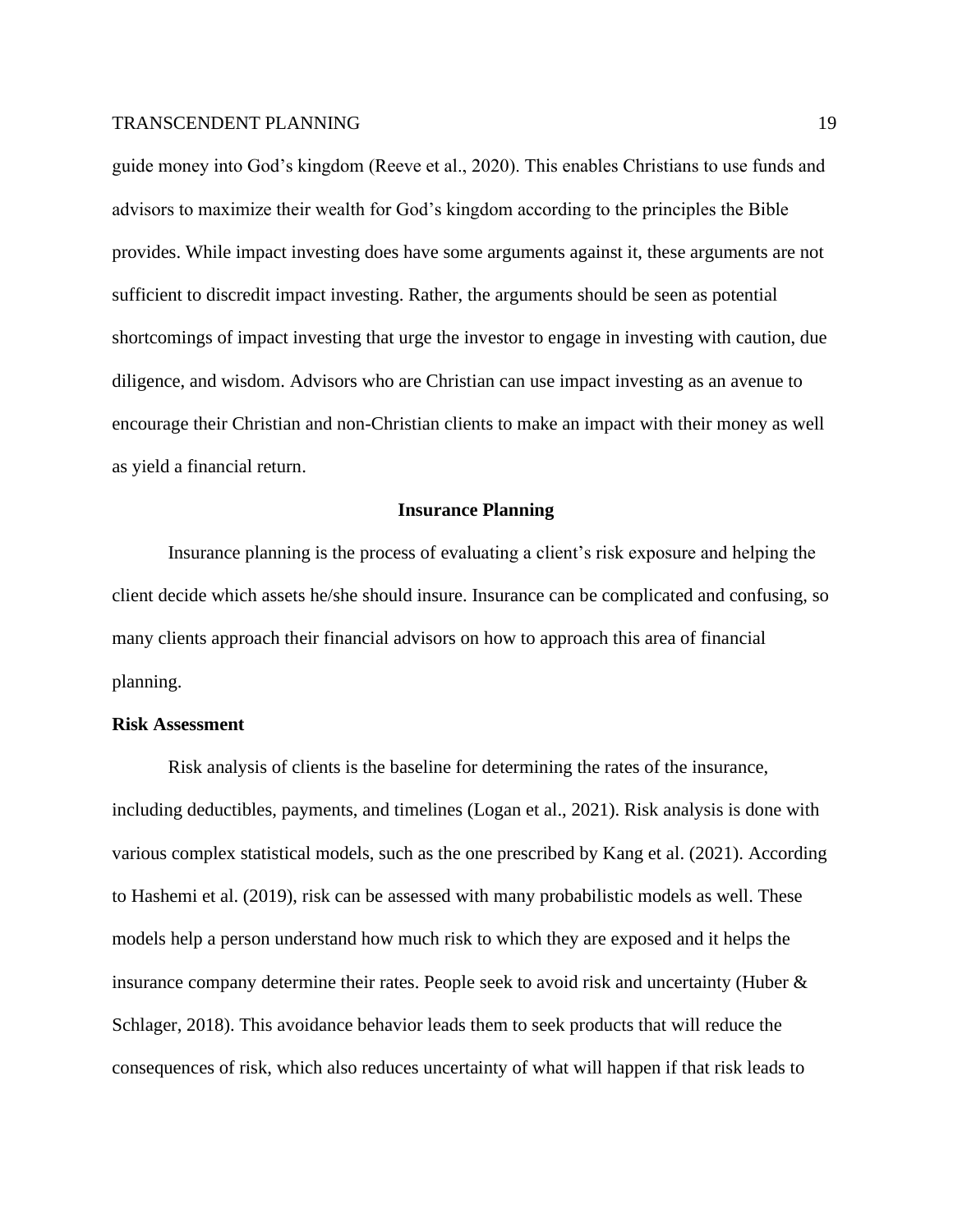guide money into God's kingdom (Reeve et al., 2020). This enables Christians to use funds and advisors to maximize their wealth for God's kingdom according to the principles the Bible provides. While impact investing does have some arguments against it, these arguments are not sufficient to discredit impact investing. Rather, the arguments should be seen as potential shortcomings of impact investing that urge the investor to engage in investing with caution, due diligence, and wisdom. Advisors who are Christian can use impact investing as an avenue to encourage their Christian and non-Christian clients to make an impact with their money as well as yield a financial return.

## Insurance Planning

Insurance planning is the process of evaluating a client's risk exposure and helping the client decide which assets he/she should insure. Insurance can be complicated and confusing, so many clients approach their financial advisors on how to approach this area of financial planning.

### Risk Assessment

Risk analysis of clients is the baseline for determining the rates of the insurance, including deductibles, payments, and timelines (Logan et al., 2021). Risk analysis is done with various complex statistical models, such as the one prescribed by Kang et al. (2021). According to Hashemi et al. (2019), risk can be assessed with many probabilistic models as well. These models help a person understand how much risk to which they are exposed and it helps the insurance company determine their rates. People seek to avoid risk and uncertainty (Huber & Schlager, 2018). This avoidance behavior leads them to seek products that will reduce the consequences of risk, which also reduces uncertainty of what will happen if that risk leads to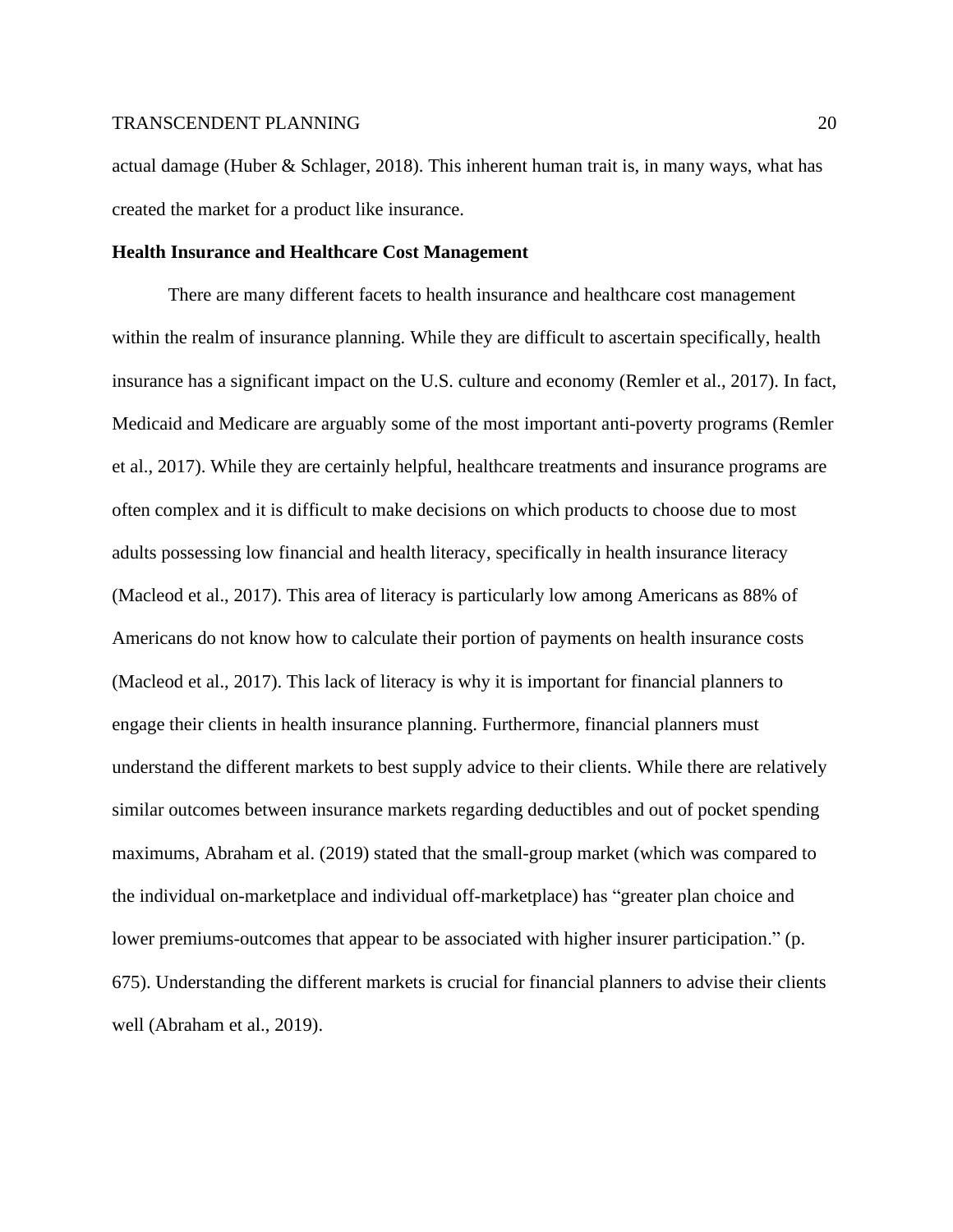actual damage (Huber & Schlager, 2018). This inherent human trait is, in many ways, what has created the market for a product like insurance.

**Health Insurance and Healthcare Cost Management**

There are many different facets to health insurance and healthcare cost management within the realm of insurance planning. While they are difficult to ascertain specifically, health insurance has a significant impact on the U.S. culture and economy (Remler et al., 2017). In fact, Medicaid and Medicare are arguably some of the most important anti-poverty programs (Remler et al., 2017). While they are certainly helpful, healthcare treatments and insurance programs are often complex and it is difficult to make decisions on which products to choose due to most adults possessing low financial and health literacy, specifically in health insurance literacy (Macleod et al., 2017). This area of literacy is particularly low among Americans as 88% of Americans do not know how to calculate their portion of payments on health insurance costs (Macleod et al., 2017). This lack of literacy is why it is important for financial planners to engage their clients in health insurance planning. Furthermore, financial planners must understand the different markets to best supply advice to their clients. While there are relatively similar outcomes between insurance markets regarding deductibles and out of pocket spending maximums, Abraham et al. (2019) stated that the small-group market (which was compared to the individual on-marketplace and individual off-marketplace) has "greater plan choice and lower premiums-outcomes that appear to be associated with higher insurer participation." (p. 675). Understanding the different markets is crucial for financial planners to advise their clients well (Abraham et al., 2019).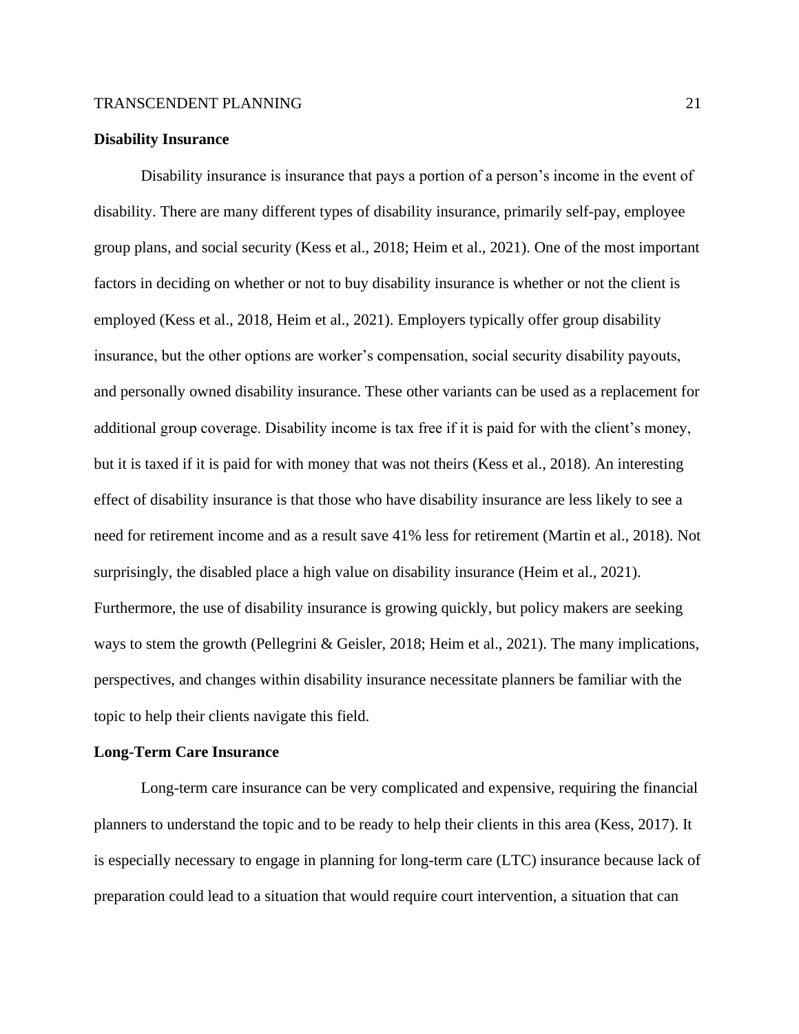**Disability Insurance**

Disability insurance is insurance that pays a portion of a person's income in the event of disability. There are many different types of disability insurance, primarily self-pay, employee group plans, and social security (Kess et al., 2018; Heim et al., 2021). One of the most important factors in deciding on whether or not to buy disability insurance is whether or not the client is employed (Kess et al., 2018, Heim et al., 2021). Employers typically offer group disability insurance, but the other options are worker's compensation, social security disability payouts, and personally owned disability insurance. These other variants can be used as a replacement for additional group coverage. Disability income is tax free if it is paid for with the client's money, but it is taxed if it is paid for with money that was not theirs (Kess et al., 2018). An interesting effect of disability insurance is that those who have disability insurance are less likely to see a need for retirement income and as a result save 41% less for retirement (Martin et al., 2018). Not surprisingly, the disabled place a high value on disability insurance (Heim et al., 2021). Furthermore, the use of disability insurance is growing quickly, but policy makers are seeking ways to stem the growth (Pellegrini & Geisler, 2018; Heim et al., 2021). The many implications, perspectives, and changes within disability insurance necessitate planners be familiar with the topic to help their clients navigate this field.

**Long-Term Care Insurance**

Long-term care insurance can be very complicated and expensive, requiring the financial planners to understand the topic and to be ready to help their clients in this area (Kess, 2017). It is especially necessary to engage in planning for long-term care (LTC) insurance because lack of preparation could lead to a situation that would require court intervention, a situation that can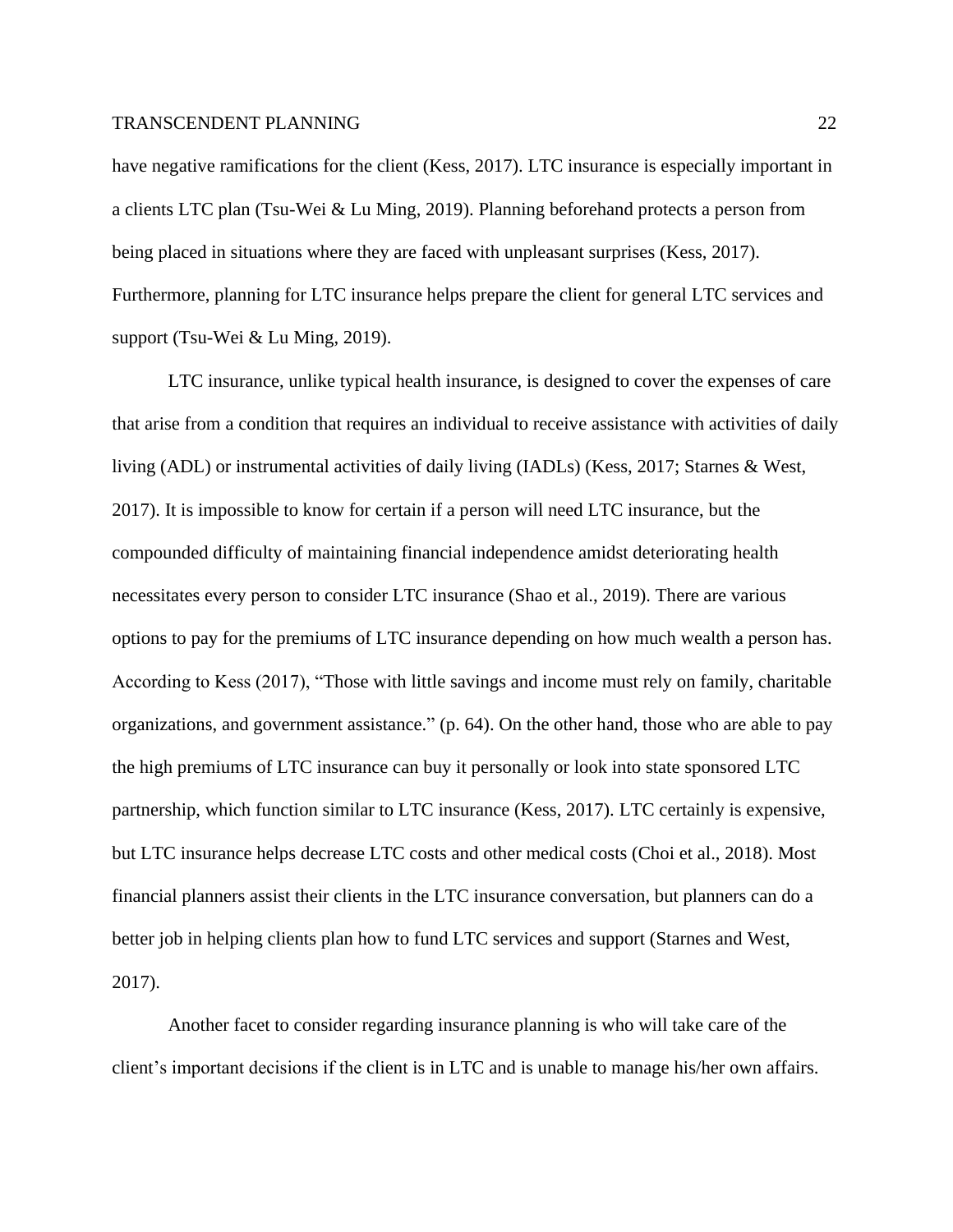have negative ramifications for the client (Kess, 2017). LTC insurance is especially important in a clients LTC plan (Tsu-Wei & Lu Ming, 2019). Planning beforehand protects a person from being placed in situations where they are faced with unpleasant surprises (Kess, 2017). Furthermore, planning for LTC insurance helps prepare the client for general LTC services and support (Tsu-Wei & Lu Ming, 2019).

LTC insurance, unlike typical health insurance, is designed to cover the expenses of care that arise from a condition that requires an individual to receive assistance with activities of daily living (ADL) or instrumental activities of daily living (IADLs) (Kess, 2017; Starnes & West, 2017). It is impossible to know for certain if a person will need LTC insurance, but the compounded difficulty of maintaining financial independence amidst deteriorating health necessitates every person to consider LTC insurance (Shao et al., 2019). There are various options to pay for the premiums of LTC insurance depending on how much wealth a person has. According to Kess (2017), "Those with little savings and income must rely on family, charitable organizations, and government assistance." (p. 64). On the other hand, those who are able to pay the high premiums of LTC insurance can buy it personally or look into state sponsored LTC partnership, which function similar to LTC insurance (Kess, 2017). LTC certainly is expensive, but LTC insurance helps decrease LTC costs and other medical costs (Choi et al., 2018). Most financial planners assist their clients in the LTC insurance conversation, but planners can do a better job in helping clients plan how to fund LTC services and support (Starnes and West, 2017).

Another facet to consider regarding insurance planning is who will take care of the client's important decisions if the client is in LTC and is unable to manage his/her own affairs.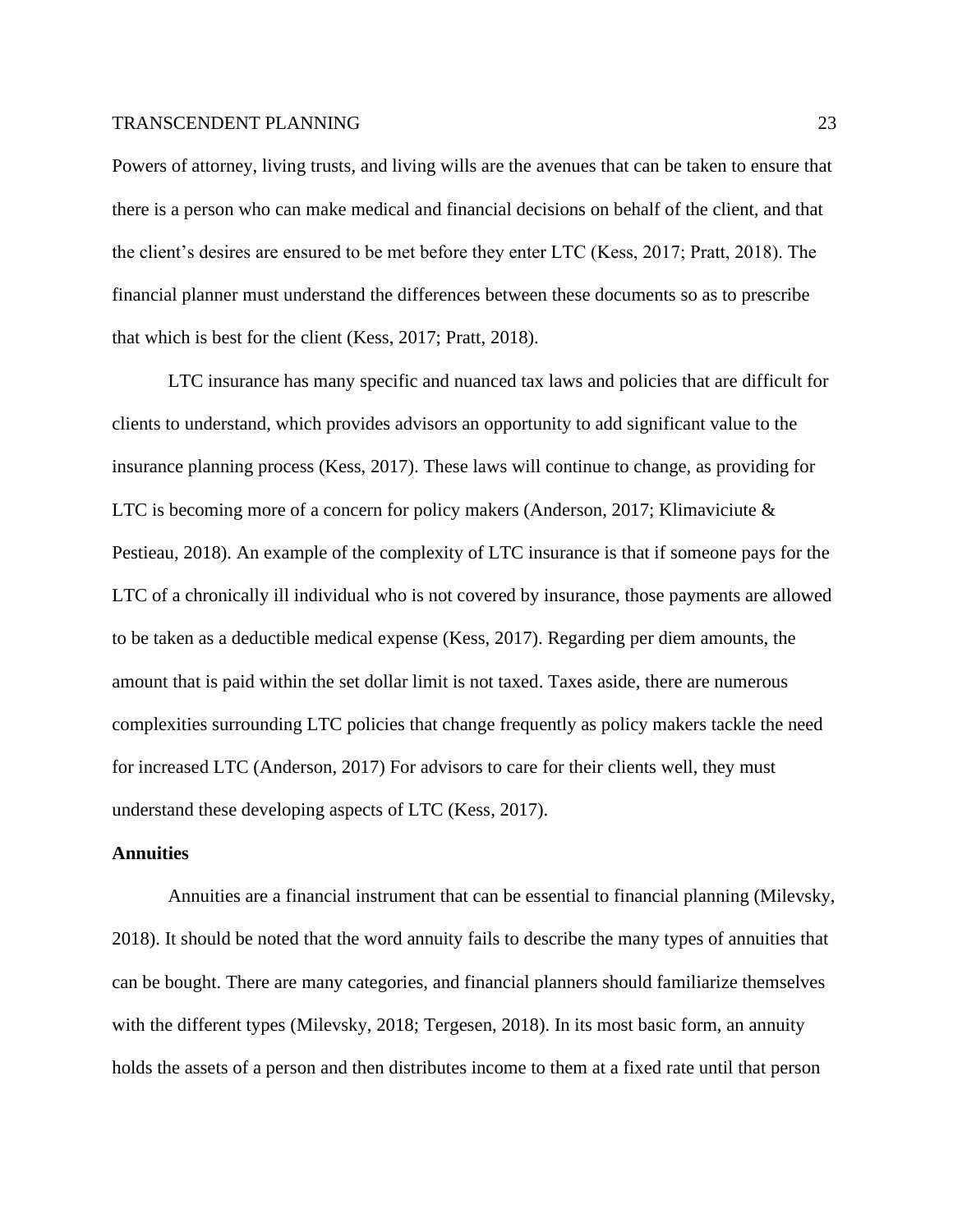Powers of attorney, living trusts, and living wills are the avenues that can be taken to ensure that there is a person who can make medical and financial decisions on behalf of the client, and that the client's desires are ensured to be met before they enter LTC (Kess, 2017; Pratt, 2018). The financial planner must understand the differences between these documents so as to prescribe that which is best for the client (Kess, 2017; Pratt, 2018).

LTC insurance has many specific and nuanced tax laws and policies that are difficult for clients to understand, which provides advisors an opportunity to add significant value to the insurance planning process (Kess, 2017). These laws will continue to change, as providing for LTC is becoming more of a concern for policy makers (Anderson, 2017; Klimaviciute & Pestieau, 2018). An example of the complexity of LTC insurance is that if someone pays for the LTC of a chronically ill individual who is not covered by insurance, those payments are allowed to be taken as a deductible medical expense (Kess, 2017). Regarding per diem amounts, the amount that is paid within the set dollar limit is not taxed. Taxes aside, there are numerous complexities surrounding LTC policies that change frequently as policy makers tackle the need for increased LTC (Anderson, 2017) For advisors to care for their clients well, they must understand these developing aspects of LTC (Kess, 2017).

**Annuities**

Annuities are a financial instrument that can be essential to financial planning (Milevsky, 2018). It should be noted that the word annuity fails to describe the many types of annuities that can be bought. There are many categories, and financial planners should familiarize themselves with the different types (Milevsky, 2018; Tergesen, 2018). In its most basic form, an annuity holds the assets of a person and then distributes income to them at a fixed rate until that person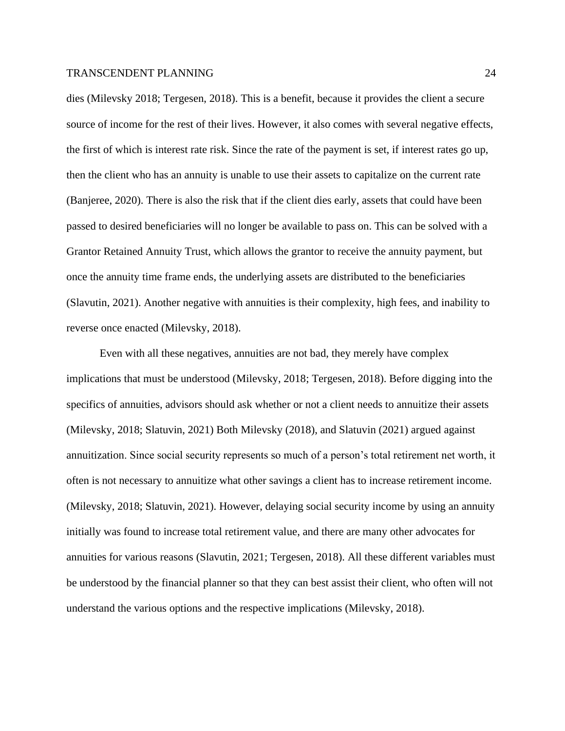dies (Milevsky 2018; Tergesen, 2018). This is a benefit, because it provides the client a secure source of income for the rest of their lives. However, it also comes with several negative effects, the first of which is interest rate risk. Since the rate of the payment is set, if interest rates go up, then the client who has an annuity is unable to use their assets to capitalize on the current rate (Banjeree, 2020). There is also the risk that if the client dies early, assets that could have been passed to desired beneficiaries will no longer be available to pass on. This can be solved with a Grantor Retained Annuity Trust, which allows the grantor to receive the annuity payment, but once the annuity time frame ends, the underlying assets are distributed to the beneficiaries (Slavutin, 2021). Another negative with annuities is their complexity, high fees, and inability to reverse once enacted (Milevsky, 2018).

Even with all these negatives, annuities are not bad, they merely have complex implications that must be understood (Milevsky, 2018; Tergesen, 2018). Before digging into the specifics of annuities, advisors should ask whether or not a client needs to annuitize their assets (Milevsky, 2018; Slatuvin, 2021) Both Milevsky (2018), and Slatuvin (2021) argued against annuitization. Since social security represents so much of a person's total retirement net worth, it often is not necessary to annuitize what other savings a client has to increase retirement income. (Milevsky, 2018; Slatuvin, 2021). However, delaying social security income by using an annuity initially was found to increase total retirement value, and there are many other advocates for annuities for various reasons (Slavutin, 2021; Tergesen, 2018). All these different variables must be understood by the financial planner so that they can best assist their client, who often will not understand the various options and the respective implications (Milevsky, 2018).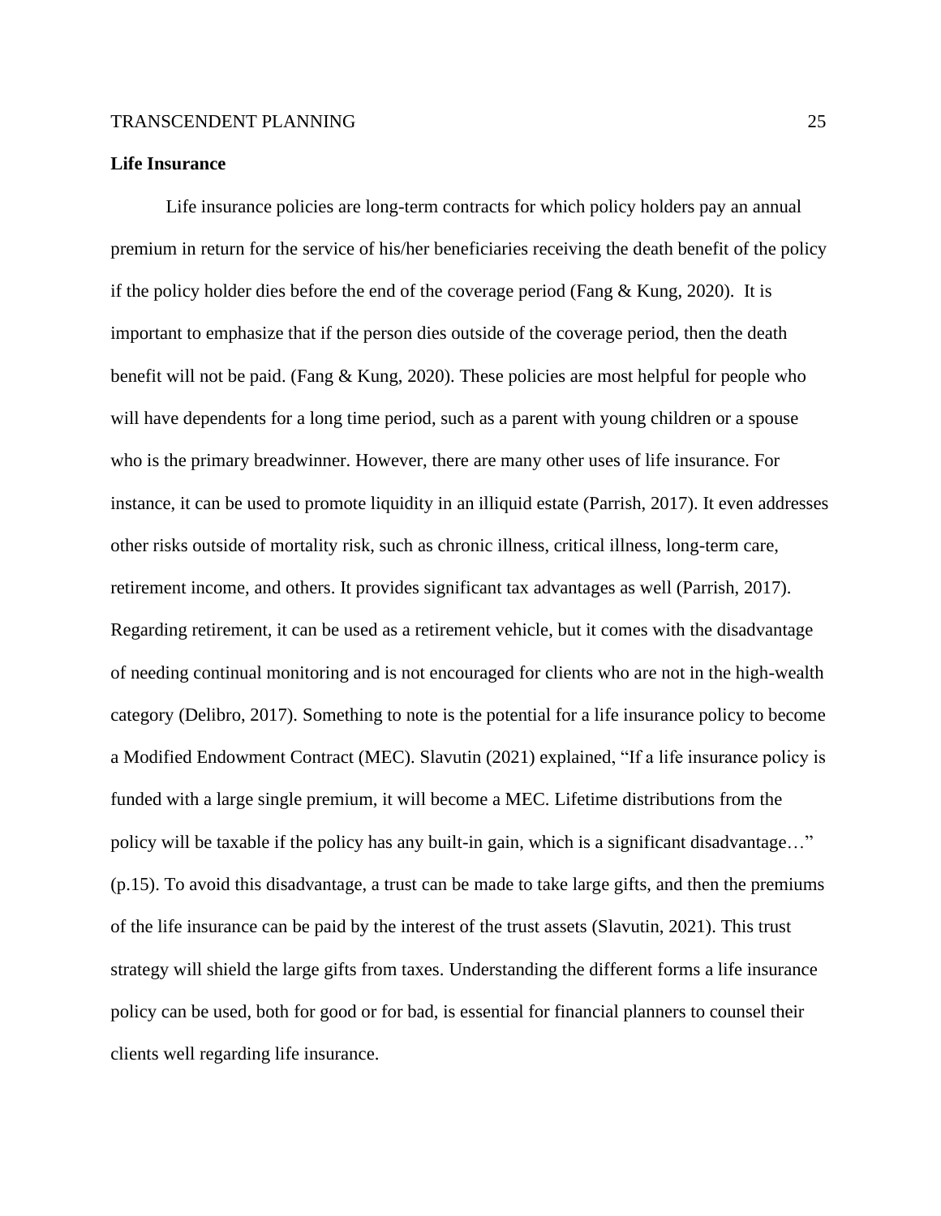**Life Insurance**

Life insurance policies are long-term contracts for which policy holders pay an annual premium in return for the service of his/her beneficiaries receiving the death benefit of the policy if the policy holder dies before the end of the coverage period (Fang & Kung, 2020). It is important to emphasize that if the person dies outside of the coverage period, then the death benefit will not be paid. (Fang & Kung, 2020). These policies are most helpful for people who will have dependents for a long time period, such as a parent with young children or a spouse who is the primary breadwinner. However, there are many other uses of life insurance. For instance, it can be used to promote liquidity in an illiquid estate (Parrish, 2017). It even addresses other risks outside of mortality risk, such as chronic illness, critical illness, long-term care, retirement income, and others. It provides significant tax advantages as well (Parrish, 2017). Regarding retirement, it can be used as a retirement vehicle, but it comes with the disadvantage of needing continual monitoring and is not encouraged for clients who are not in the high-wealth category (Delibro, 2017). Something to note is the potential for a life insurance policy to become a Modified Endowment Contract (MEC). Slavutin (2021) explained, "If a life insurance policy is funded with a large single premium, it will become a MEC. Lifetime distributions from the policy will be taxable if the policy has any built-in gain, which is a significant disadvantage…" (p.15). To avoid this disadvantage, a trust can be made to take large gifts, and then the premiums of the life insurance can be paid by the interest of the trust assets (Slavutin, 2021). This trust strategy will shield the large gifts from taxes. Understanding the different forms a life insurance policy can be used, both for good or for bad, is essential for financial planners to counsel their clients well regarding life insurance.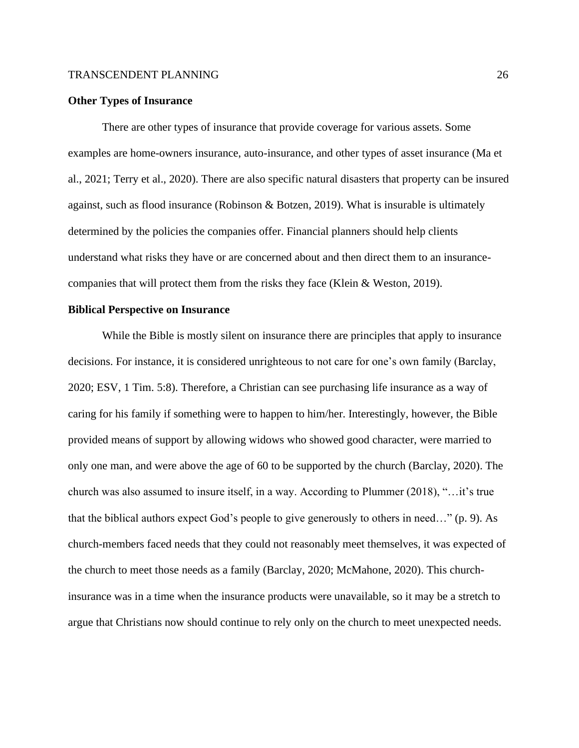### Other Types of Insurance

There are other types of insurance that provide coverage for various assets. Some examples are home-owners insurance, auto-insurance, and other types of asset insurance (Ma et al., 2021; Terry et al., 2020). There are also specific natural disasters that property can be insured against, such as flood insurance (Robinson & Botzen, 2019). What is insurable is ultimately determined by the policies the companies offer. Financial planners should help clients understand what risks they have or are concerned about and then direct them to an insurance-companies that will protect them from the risks they face (Klein & Weston, 2019).

### Biblical Perspective on Insurance

While the Bible is mostly silent on insurance there are principles that apply to insurance decisions. For instance, it is considered unrighteous to not care for one's own family (Barclay, 2020; ESV, 1 Tim. 5:8). Therefore, a Christian can see purchasing life insurance as a way of caring for his family if something were to happen to him/her. Interestingly, however, the Bible provided means of support by allowing widows who showed good character, were married to only one man, and were above the age of 60 to be supported by the church (Barclay, 2020). The church was also assumed to insure itself, in a way. According to Plummer (2018), "…it's true that the biblical authors expect God's people to give generously to others in need…" (p. 9). As church-members faced needs that they could not reasonably meet themselves, it was expected of the church to meet those needs as a family (Barclay, 2020; McMahone, 2020). This church-insurance was in a time when the insurance products were unavailable, so it may be a stretch to argue that Christians now should continue to rely only on the church to meet unexpected needs.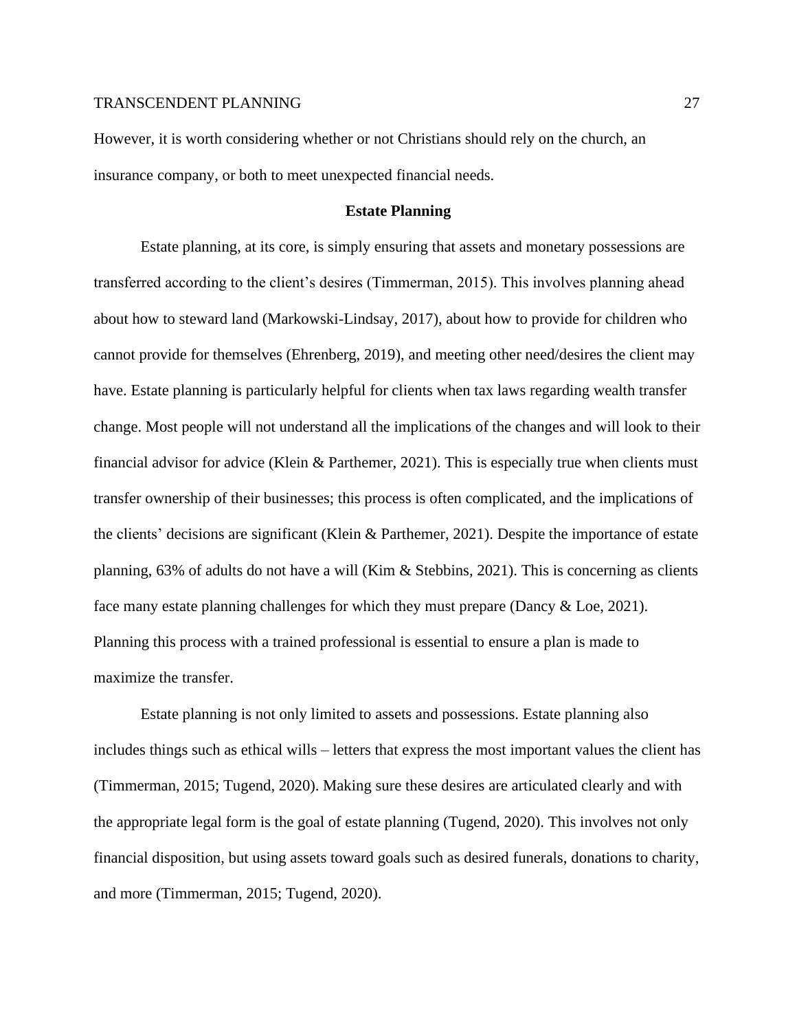However, it is worth considering whether or not Christians should rely on the church, an insurance company, or both to meet unexpected financial needs.

## Estate Planning

Estate planning, at its core, is simply ensuring that assets and monetary possessions are transferred according to the client's desires (Timmerman, 2015). This involves planning ahead about how to steward land (Markowski-Lindsay, 2017), about how to provide for children who cannot provide for themselves (Ehrenberg, 2019), and meeting other need/desires the client may have. Estate planning is particularly helpful for clients when tax laws regarding wealth transfer change. Most people will not understand all the implications of the changes and will look to their financial advisor for advice (Klein & Parthemer, 2021). This is especially true when clients must transfer ownership of their businesses; this process is often complicated, and the implications of the clients' decisions are significant (Klein & Parthemer, 2021). Despite the importance of estate planning, 63% of adults do not have a will (Kim & Stebbins, 2021). This is concerning as clients face many estate planning challenges for which they must prepare (Dancy & Loe, 2021). Planning this process with a trained professional is essential to ensure a plan is made to maximize the transfer.

Estate planning is not only limited to assets and possessions. Estate planning also includes things such as ethical wills – letters that express the most important values the client has (Timmerman, 2015; Tugend, 2020). Making sure these desires are articulated clearly and with the appropriate legal form is the goal of estate planning (Tugend, 2020). This involves not only financial disposition, but using assets toward goals such as desired funerals, donations to charity, and more (Timmerman, 2015; Tugend, 2020).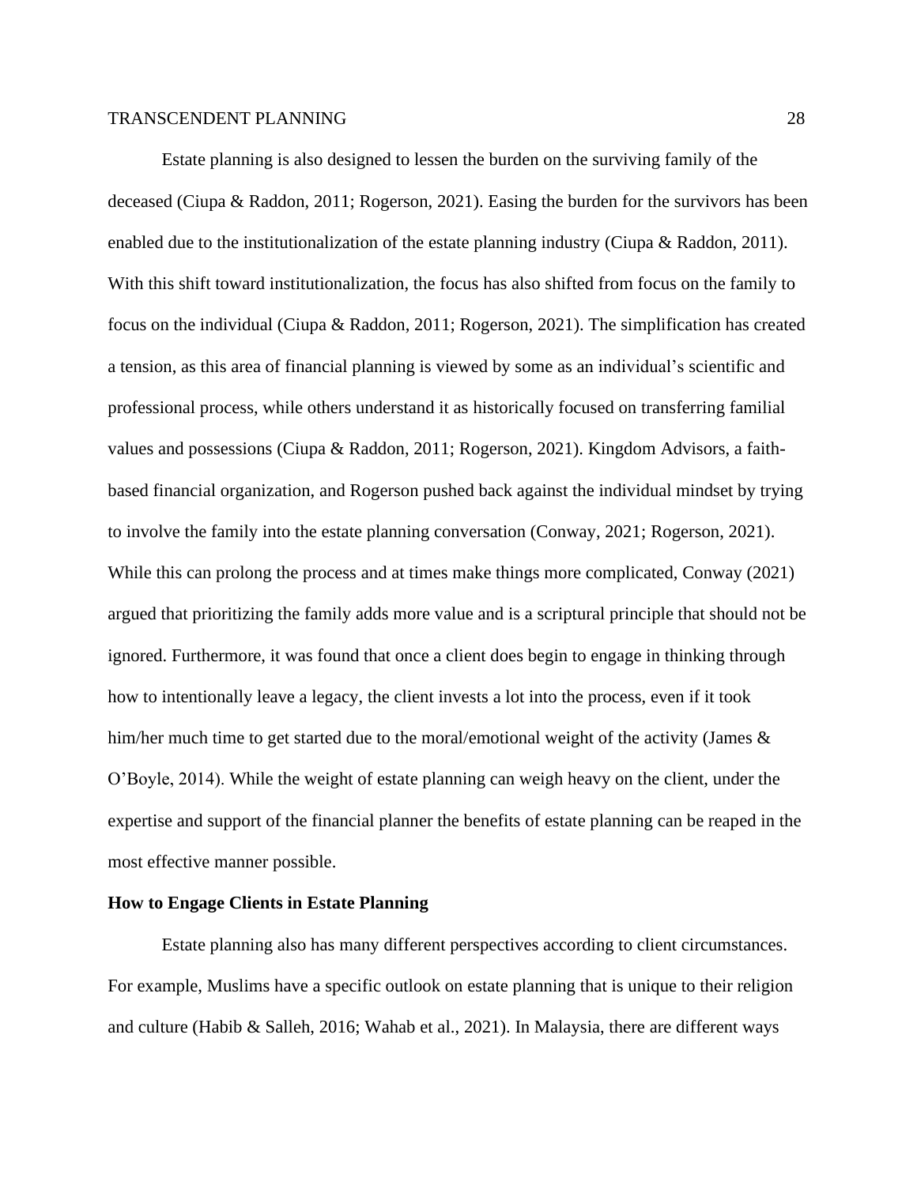Estate planning is also designed to lessen the burden on the surviving family of the deceased (Ciupa & Raddon, 2011; Rogerson, 2021). Easing the burden for the survivors has been enabled due to the institutionalization of the estate planning industry (Ciupa & Raddon, 2011). With this shift toward institutionalization, the focus has also shifted from focus on the family to focus on the individual (Ciupa & Raddon, 2011; Rogerson, 2021). The simplification has created a tension, as this area of financial planning is viewed by some as an individual's scientific and professional process, while others understand it as historically focused on transferring familial values and possessions (Ciupa & Raddon, 2011; Rogerson, 2021). Kingdom Advisors, a faith-based financial organization, and Rogerson pushed back against the individual mindset by trying to involve the family into the estate planning conversation (Conway, 2021; Rogerson, 2021). While this can prolong the process and at times make things more complicated, Conway (2021) argued that prioritizing the family adds more value and is a scriptural principle that should not be ignored. Furthermore, it was found that once a client does begin to engage in thinking through how to intentionally leave a legacy, the client invests a lot into the process, even if it took him/her much time to get started due to the moral/emotional weight of the activity (James & O'Boyle, 2014). While the weight of estate planning can weigh heavy on the client, under the expertise and support of the financial planner the benefits of estate planning can be reaped in the most effective manner possible.

**How to Engage Clients in Estate Planning**

Estate planning also has many different perspectives according to client circumstances. For example, Muslims have a specific outlook on estate planning that is unique to their religion and culture (Habib & Salleh, 2016; Wahab et al., 2021). In Malaysia, there are different ways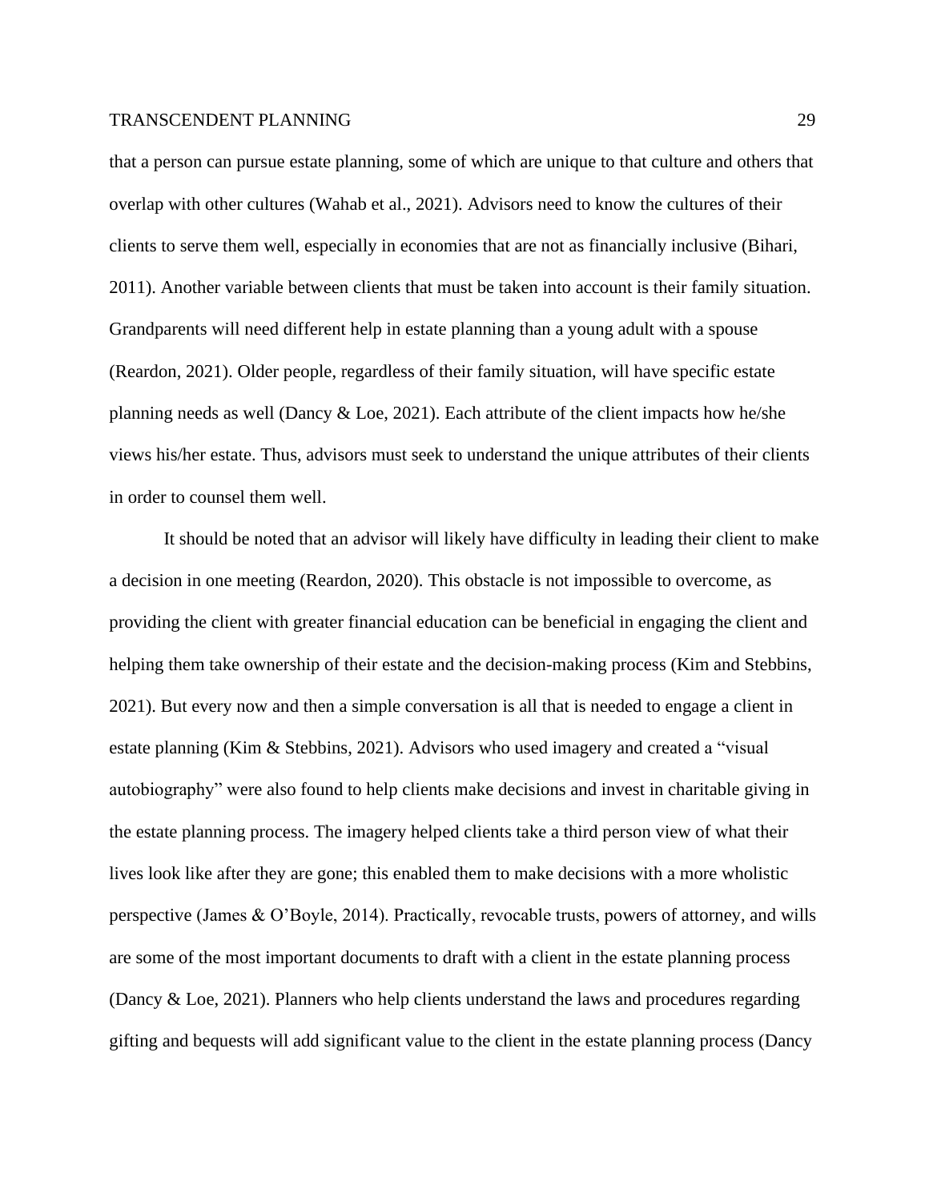that a person can pursue estate planning, some of which are unique to that culture and others that overlap with other cultures (Wahab et al., 2021). Advisors need to know the cultures of their clients to serve them well, especially in economies that are not as financially inclusive (Bihari, 2011). Another variable between clients that must be taken into account is their family situation. Grandparents will need different help in estate planning than a young adult with a spouse (Reardon, 2021). Older people, regardless of their family situation, will have specific estate planning needs as well (Dancy & Loe, 2021). Each attribute of the client impacts how he/she views his/her estate. Thus, advisors must seek to understand the unique attributes of their clients in order to counsel them well.

It should be noted that an advisor will likely have difficulty in leading their client to make a decision in one meeting (Reardon, 2020). This obstacle is not impossible to overcome, as providing the client with greater financial education can be beneficial in engaging the client and helping them take ownership of their estate and the decision-making process (Kim and Stebbins, 2021). But every now and then a simple conversation is all that is needed to engage a client in estate planning (Kim & Stebbins, 2021). Advisors who used imagery and created a "visual autobiography" were also found to help clients make decisions and invest in charitable giving in the estate planning process. The imagery helped clients take a third person view of what their lives look like after they are gone; this enabled them to make decisions with a more wholistic perspective (James & O'Boyle, 2014). Practically, revocable trusts, powers of attorney, and wills are some of the most important documents to draft with a client in the estate planning process (Dancy & Loe, 2021). Planners who help clients understand the laws and procedures regarding gifting and bequests will add significant value to the client in the estate planning process (Dancy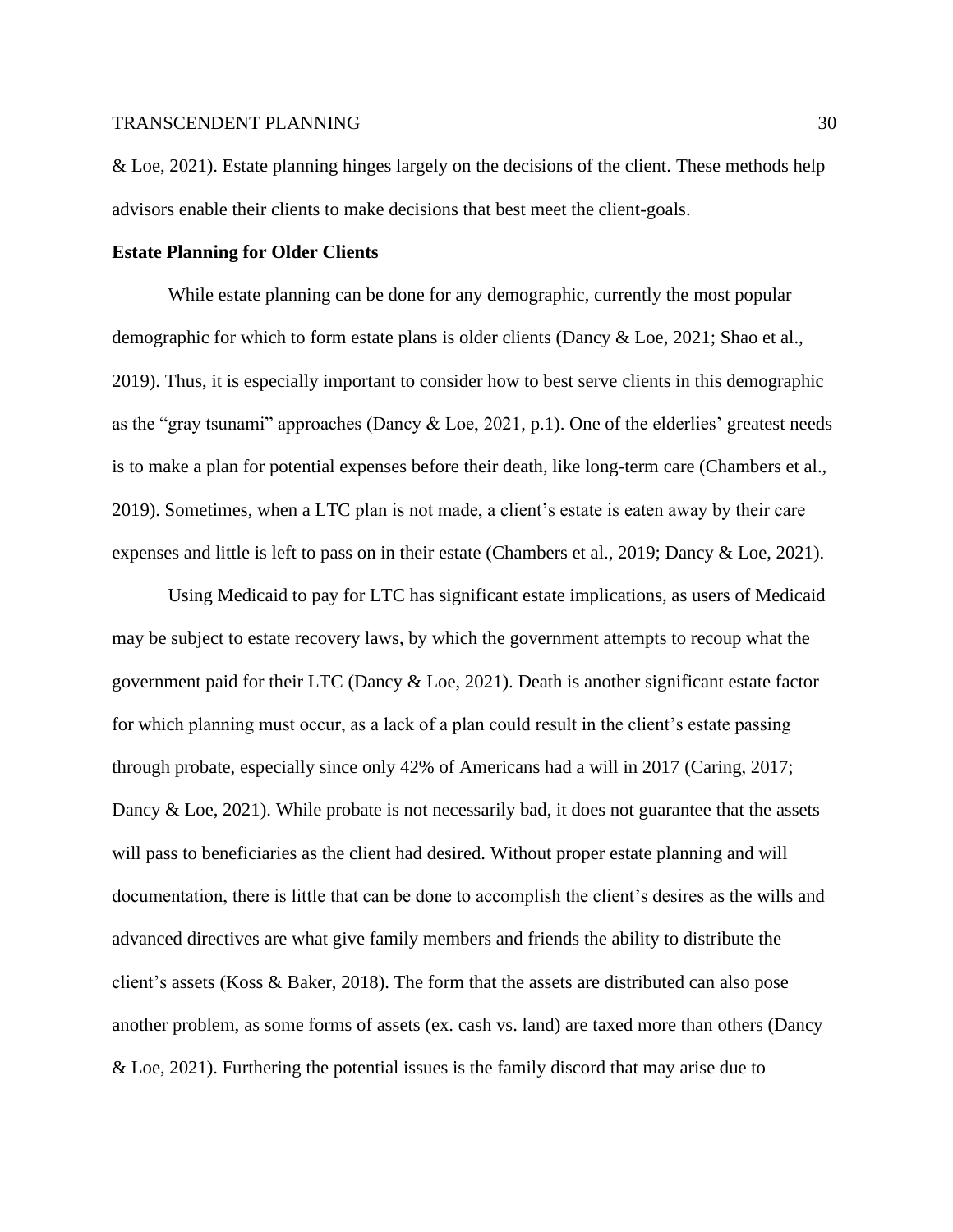& Loe, 2021). Estate planning hinges largely on the decisions of the client. These methods help advisors enable their clients to make decisions that best meet the client-goals.

**Estate Planning for Older Clients**

While estate planning can be done for any demographic, currently the most popular demographic for which to form estate plans is older clients (Dancy & Loe, 2021; Shao et al., 2019). Thus, it is especially important to consider how to best serve clients in this demographic as the "gray tsunami" approaches (Dancy & Loe, 2021, p.1). One of the elderlies' greatest needs is to make a plan for potential expenses before their death, like long-term care (Chambers et al., 2019). Sometimes, when a LTC plan is not made, a client's estate is eaten away by their care expenses and little is left to pass on in their estate (Chambers et al., 2019; Dancy & Loe, 2021).

Using Medicaid to pay for LTC has significant estate implications, as users of Medicaid may be subject to estate recovery laws, by which the government attempts to recoup what the government paid for their LTC (Dancy & Loe, 2021). Death is another significant estate factor for which planning must occur, as a lack of a plan could result in the client's estate passing through probate, especially since only 42% of Americans had a will in 2017 (Caring, 2017; Dancy & Loe, 2021). While probate is not necessarily bad, it does not guarantee that the assets will pass to beneficiaries as the client had desired. Without proper estate planning and will documentation, there is little that can be done to accomplish the client's desires as the wills and advanced directives are what give family members and friends the ability to distribute the client's assets (Koss & Baker, 2018). The form that the assets are distributed can also pose another problem, as some forms of assets (ex. cash vs. land) are taxed more than others (Dancy & Loe, 2021). Furthering the potential issues is the family discord that may arise due to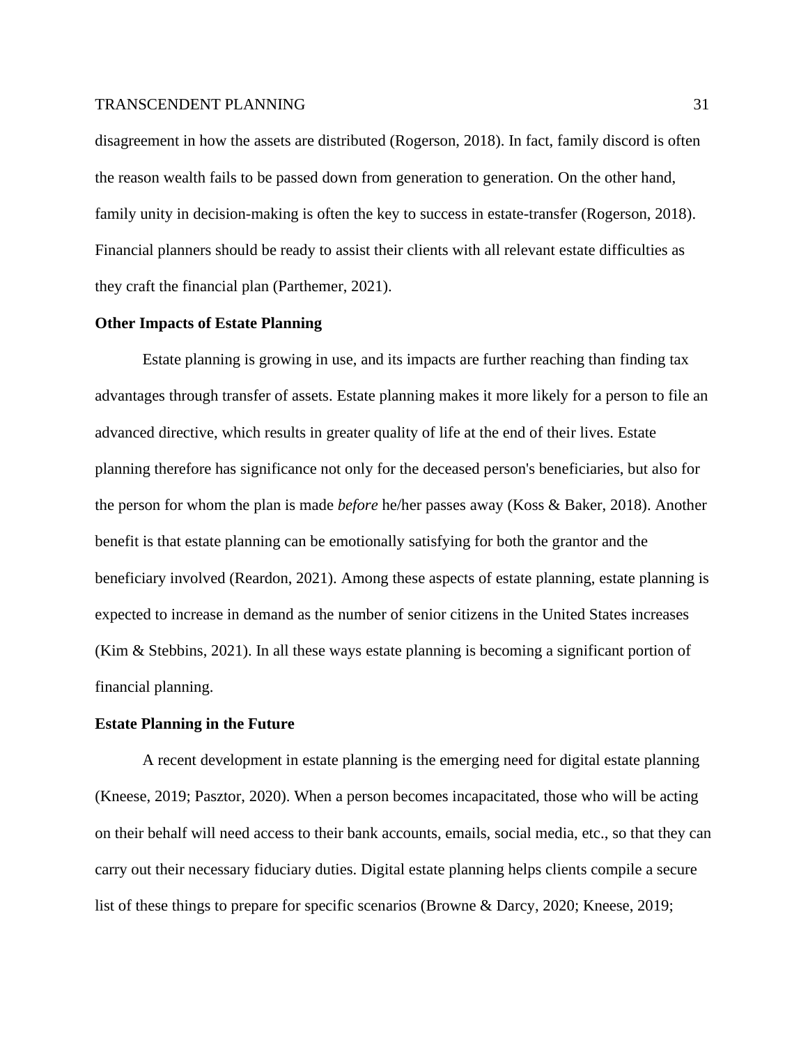disagreement in how the assets are distributed (Rogerson, 2018). In fact, family discord is often the reason wealth fails to be passed down from generation to generation. On the other hand, family unity in decision-making is often the key to success in estate-transfer (Rogerson, 2018). Financial planners should be ready to assist their clients with all relevant estate difficulties as they craft the financial plan (Parthemer, 2021).

**Other Impacts of Estate Planning**

Estate planning is growing in use, and its impacts are further reaching than finding tax advantages through transfer of assets. Estate planning makes it more likely for a person to file an advanced directive, which results in greater quality of life at the end of their lives. Estate planning therefore has significance not only for the deceased person's beneficiaries, but also for the person for whom the plan is made *before* he/her passes away (Koss & Baker, 2018). Another benefit is that estate planning can be emotionally satisfying for both the grantor and the beneficiary involved (Reardon, 2021). Among these aspects of estate planning, estate planning is expected to increase in demand as the number of senior citizens in the United States increases (Kim & Stebbins, 2021). In all these ways estate planning is becoming a significant portion of financial planning.

**Estate Planning in the Future**

A recent development in estate planning is the emerging need for digital estate planning (Kneese, 2019; Pasztor, 2020). When a person becomes incapacitated, those who will be acting on their behalf will need access to their bank accounts, emails, social media, etc., so that they can carry out their necessary fiduciary duties. Digital estate planning helps clients compile a secure list of these things to prepare for specific scenarios (Browne & Darcy, 2020; Kneese, 2019;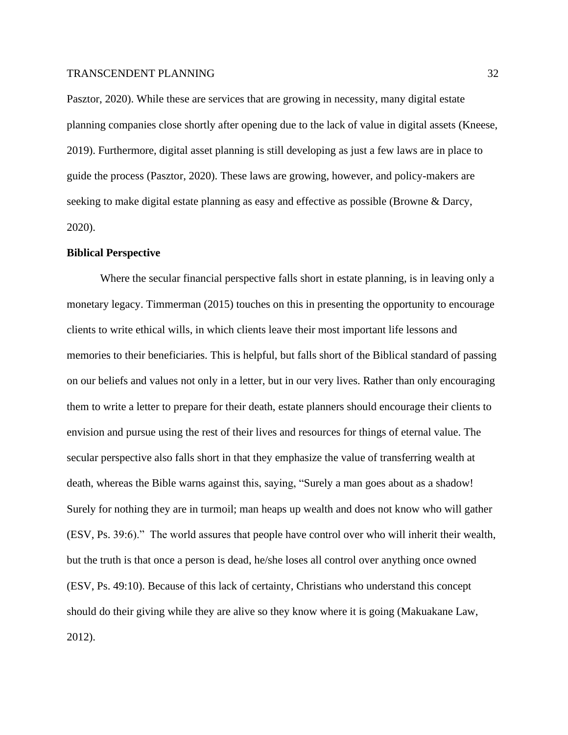Pasztor, 2020). While these are services that are growing in necessity, many digital estate planning companies close shortly after opening due to the lack of value in digital assets (Kneese, 2019). Furthermore, digital asset planning is still developing as just a few laws are in place to guide the process (Pasztor, 2020). These laws are growing, however, and policy-makers are seeking to make digital estate planning as easy and effective as possible (Browne & Darcy, 2020).

**Biblical Perspective**

Where the secular financial perspective falls short in estate planning, is in leaving only a monetary legacy. Timmerman (2015) touches on this in presenting the opportunity to encourage clients to write ethical wills, in which clients leave their most important life lessons and memories to their beneficiaries. This is helpful, but falls short of the Biblical standard of passing on our beliefs and values not only in a letter, but in our very lives. Rather than only encouraging them to write a letter to prepare for their death, estate planners should encourage their clients to envision and pursue using the rest of their lives and resources for things of eternal value. The secular perspective also falls short in that they emphasize the value of transferring wealth at death, whereas the Bible warns against this, saying, "Surely a man goes about as a shadow! Surely for nothing they are in turmoil; man heaps up wealth and does not know who will gather (ESV, Ps. 39:6)." The world assures that people have control over who will inherit their wealth, but the truth is that once a person is dead, he/she loses all control over anything once owned (ESV, Ps. 49:10). Because of this lack of certainty, Christians who understand this concept should do their giving while they are alive so they know where it is going (Makuakane Law, 2012).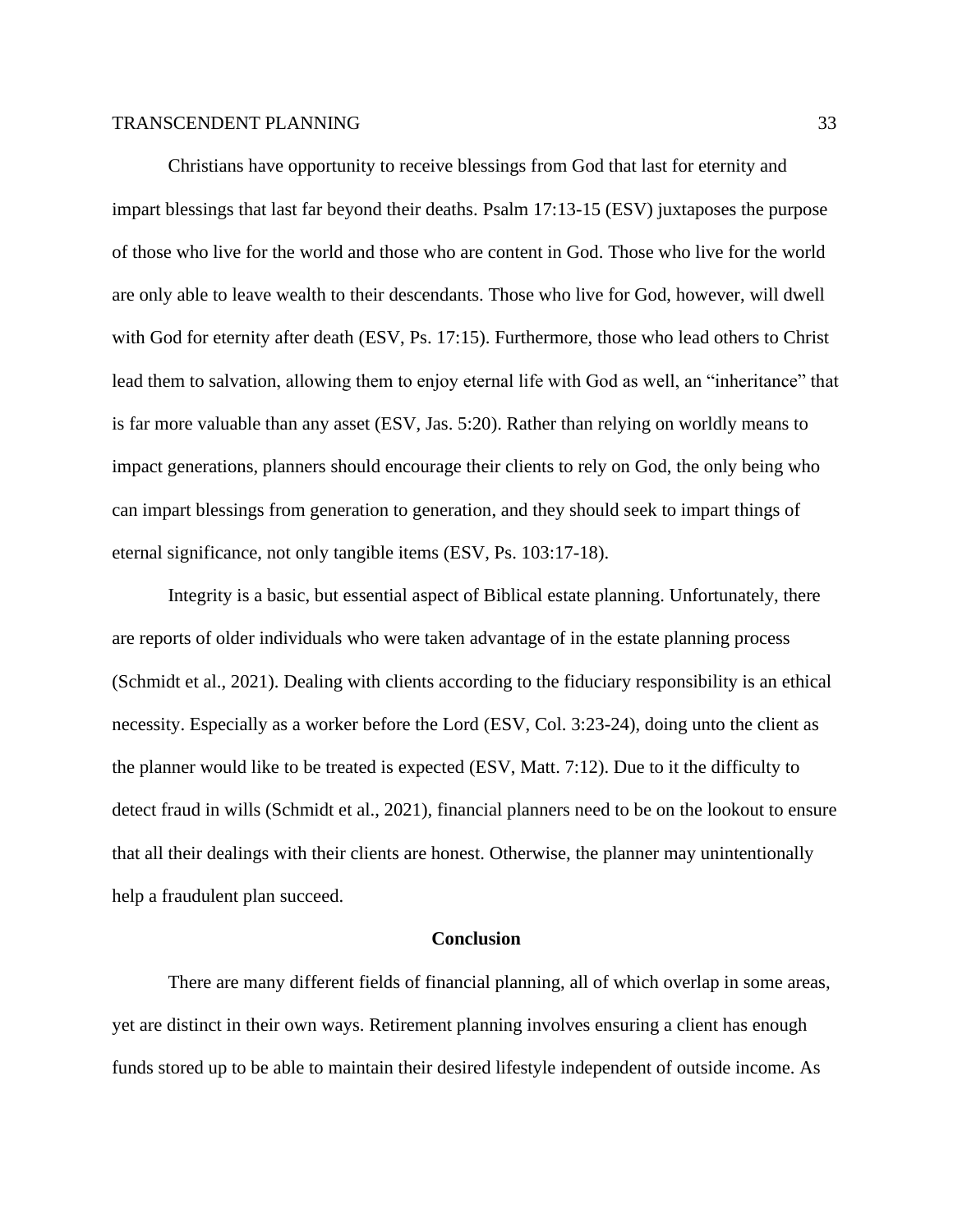Christians have opportunity to receive blessings from God that last for eternity and impart blessings that last far beyond their deaths. Psalm 17:13-15 (ESV) juxtaposes the purpose of those who live for the world and those who are content in God. Those who live for the world are only able to leave wealth to their descendants. Those who live for God, however, will dwell with God for eternity after death (ESV, Ps. 17:15). Furthermore, those who lead others to Christ lead them to salvation, allowing them to enjoy eternal life with God as well, an "inheritance" that is far more valuable than any asset (ESV, Jas. 5:20). Rather than relying on worldly means to impact generations, planners should encourage their clients to rely on God, the only being who can impart blessings from generation to generation, and they should seek to impart things of eternal significance, not only tangible items (ESV, Ps. 103:17-18).

Integrity is a basic, but essential aspect of Biblical estate planning. Unfortunately, there are reports of older individuals who were taken advantage of in the estate planning process (Schmidt et al., 2021). Dealing with clients according to the fiduciary responsibility is an ethical necessity. Especially as a worker before the Lord (ESV, Col. 3:23-24), doing unto the client as the planner would like to be treated is expected (ESV, Matt. 7:12). Due to it the difficulty to detect fraud in wills (Schmidt et al., 2021), financial planners need to be on the lookout to ensure that all their dealings with their clients are honest. Otherwise, the planner may unintentionally help a fraudulent plan succeed.

## Conclusion

There are many different fields of financial planning, all of which overlap in some areas, yet are distinct in their own ways. Retirement planning involves ensuring a client has enough funds stored up to be able to maintain their desired lifestyle independent of outside income. As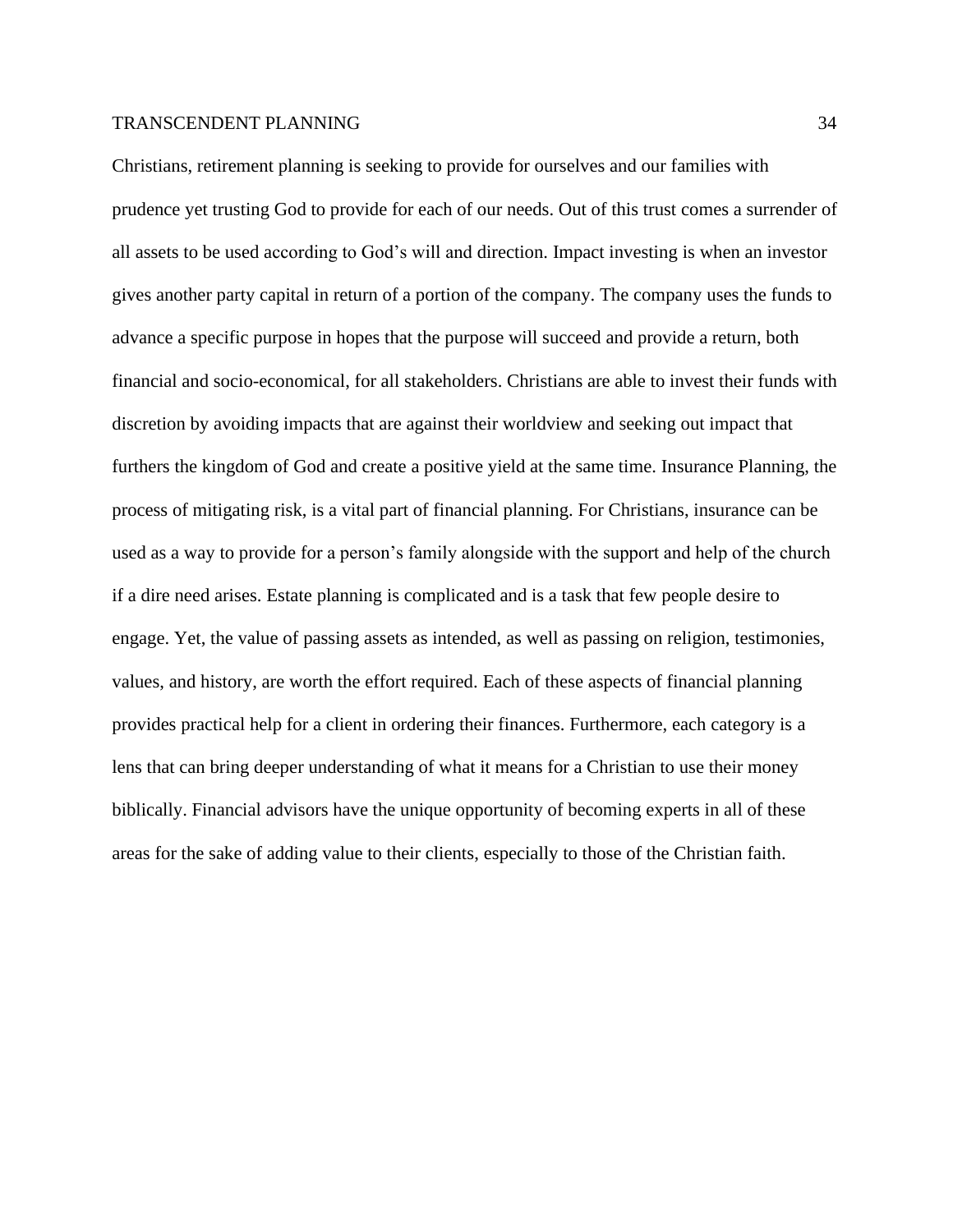Christians, retirement planning is seeking to provide for ourselves and our families with prudence yet trusting God to provide for each of our needs. Out of this trust comes a surrender of all assets to be used according to God's will and direction. Impact investing is when an investor gives another party capital in return of a portion of the company. The company uses the funds to advance a specific purpose in hopes that the purpose will succeed and provide a return, both financial and socio-economical, for all stakeholders. Christians are able to invest their funds with discretion by avoiding impacts that are against their worldview and seeking out impact that furthers the kingdom of God and create a positive yield at the same time. Insurance Planning, the process of mitigating risk, is a vital part of financial planning. For Christians, insurance can be used as a way to provide for a person's family alongside with the support and help of the church if a dire need arises. Estate planning is complicated and is a task that few people desire to engage. Yet, the value of passing assets as intended, as well as passing on religion, testimonies, values, and history, are worth the effort required. Each of these aspects of financial planning provides practical help for a client in ordering their finances. Furthermore, each category is a lens that can bring deeper understanding of what it means for a Christian to use their money biblically. Financial advisors have the unique opportunity of becoming experts in all of these areas for the sake of adding value to their clients, especially to those of the Christian faith.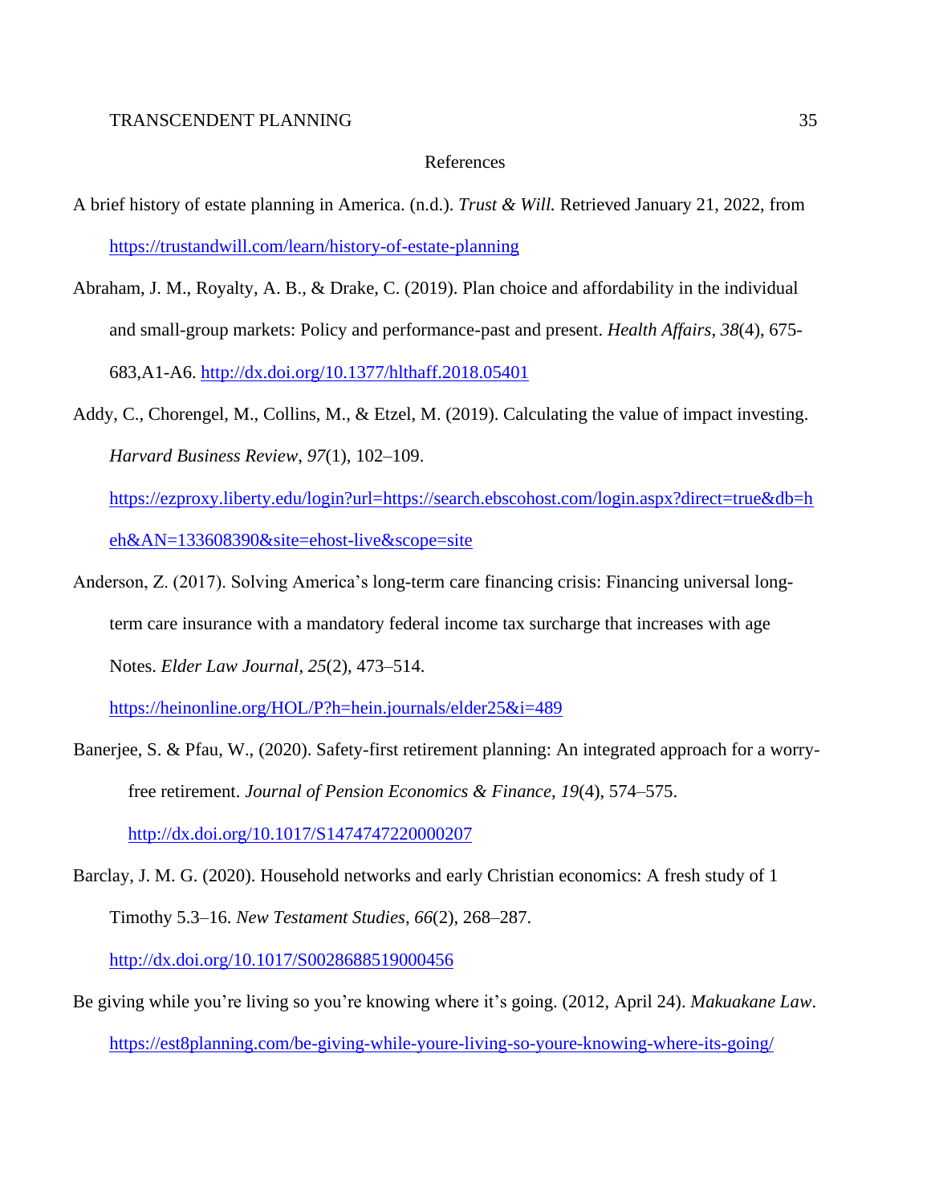# References

A brief history of estate planning in America. (n.d.). *Trust & Will.* Retrieved January 21, 2022, from https://trustandwill.com/learn/history-of-estate-planning

Abraham, J. M., Royalty, A. B., & Drake, C. (2019). Plan choice and affordability in the individual and small-group markets: Policy and performance-past and present. *Health Affairs*, *38*(4), 675-683,A1-A6. http://dx.doi.org/10.1377/hlthaff.2018.05401

Addy, C., Chorengel, M., Collins, M., & Etzel, M. (2019). Calculating the value of impact investing. *Harvard Business Review*, *97*(1), 102–109. https://ezproxy.liberty.edu/login?url=https://search.ebscohost.com/login.aspx?direct=true&db=heh&AN=133608390&site=ehost-live&scope=site

Anderson, Z. (2017). Solving America's long-term care financing crisis: Financing universal long-term care insurance with a mandatory federal income tax surcharge that increases with age Notes. *Elder Law Journal*, *25*(2), 473–514. https://heinonline.org/HOL/P?h=hein.journals/elder25&i=489

Banerjee, S. & Pfau, W., (2020). Safety-first retirement planning: An integrated approach for a worry-free retirement. *Journal of Pension Economics & Finance*, *19*(4), 574–575. http://dx.doi.org/10.1017/S1474747220000207

Barclay, J. M. G. (2020). Household networks and early Christian economics: A fresh study of 1 Timothy 5.3–16. *New Testament Studies*, *66*(2), 268–287. http://dx.doi.org/10.1017/S0028688519000456

Be giving while you're living so you're knowing where it's going. (2012, April 24). *Makuakane Law*. https://est8planning.com/be-giving-while-youre-living-so-youre-knowing-where-its-going/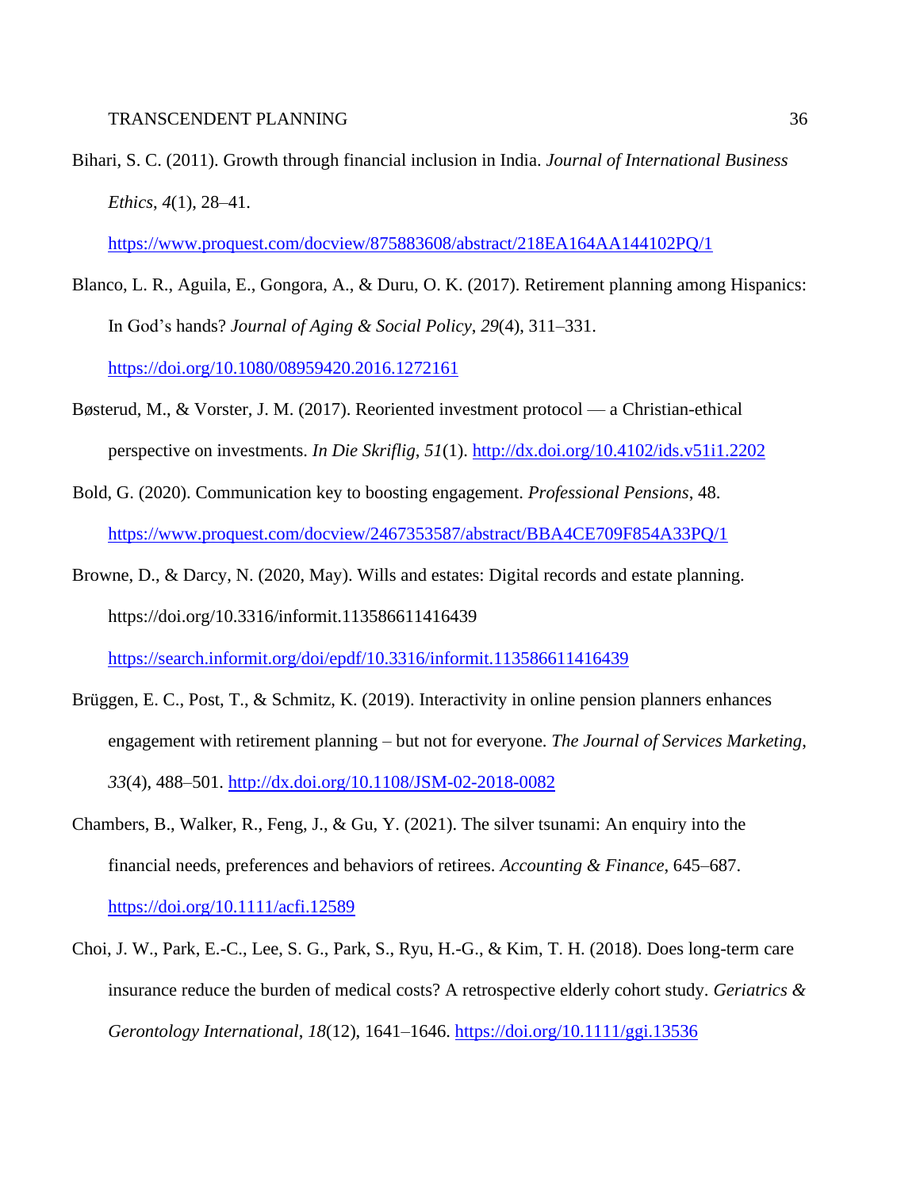Bihari, S. C. (2011). Growth through financial inclusion in India. *Journal of International Business Ethics*, *4*(1), 28–41. https://www.proquest.com/docview/875883608/abstract/218EA164AA144102PQ/1

Blanco, L. R., Aguila, E., Gongora, A., & Duru, O. K. (2017). Retirement planning among Hispanics: In God's hands? *Journal of Aging & Social Policy*, *29*(4), 311–331. https://doi.org/10.1080/08959420.2016.1272161

Bøsterud, M., & Vorster, J. M. (2017). Reoriented investment protocol — a Christian-ethical perspective on investments. *In Die Skriflig*, *51*(1). http://dx.doi.org/10.4102/ids.v51i1.2202

Bold, G. (2020). Communication key to boosting engagement. *Professional Pensions*, 48. https://www.proquest.com/docview/2467353587/abstract/BBA4CE709F854A33PQ/1

Browne, D., & Darcy, N. (2020, May). Wills and estates: Digital records and estate planning. https://doi.org/10.3316/informit.113586611416439 https://search.informit.org/doi/epdf/10.3316/informit.113586611416439

Brüggen, E. C., Post, T., & Schmitz, K. (2019). Interactivity in online pension planners enhances engagement with retirement planning – but not for everyone. *The Journal of Services Marketing*, *33*(4), 488–501. http://dx.doi.org/10.1108/JSM-02-2018-0082

Chambers, B., Walker, R., Feng, J., & Gu, Y. (2021). The silver tsunami: An enquiry into the financial needs, preferences and behaviors of retirees. *Accounting & Finance*, 645–687. https://doi.org/10.1111/acfi.12589

Choi, J. W., Park, E.-C., Lee, S. G., Park, S., Ryu, H.-G., & Kim, T. H. (2018). Does long-term care insurance reduce the burden of medical costs? A retrospective elderly cohort study. *Geriatrics & Gerontology International*, *18*(12), 1641–1646. https://doi.org/10.1111/ggi.13536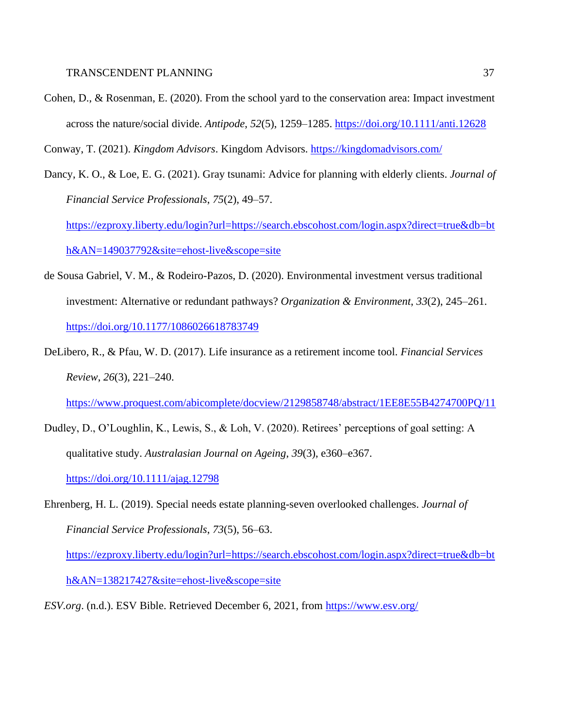Cohen, D., & Rosenman, E. (2020). From the school yard to the conservation area: Impact investment across the nature/social divide. *Antipode*, *52*(5), 1259–1285. https://doi.org/10.1111/anti.12628

Conway, T. (2021). *Kingdom Advisors*. Kingdom Advisors. https://kingdomadvisors.com/

Dancy, K. O., & Loe, E. G. (2021). Gray tsunami: Advice for planning with elderly clients. *Journal of Financial Service Professionals*, *75*(2), 49–57. https://ezproxy.liberty.edu/login?url=https://search.ebscohost.com/login.aspx?direct=true&db=bth&AN=149037792&site=ehost-live&scope=site

de Sousa Gabriel, V. M., & Rodeiro-Pazos, D. (2020). Environmental investment versus traditional investment: Alternative or redundant pathways? *Organization & Environment*, *33*(2), 245–261. https://doi.org/10.1177/1086026618783749

DeLibero, R., & Pfau, W. D. (2017). Life insurance as a retirement income tool. *Financial Services Review*, *26*(3), 221–240. https://www.proquest.com/abicomplete/docview/2129858748/abstract/1EE8E55B4274700PQ/11

Dudley, D., O'Loughlin, K., Lewis, S., & Loh, V. (2020). Retirees' perceptions of goal setting: A qualitative study. *Australasian Journal on Ageing*, *39*(3), e360–e367. https://doi.org/10.1111/ajag.12798

Ehrenberg, H. L. (2019). Special needs estate planning-seven overlooked challenges. *Journal of Financial Service Professionals*, *73*(5), 56–63. https://ezproxy.liberty.edu/login?url=https://search.ebscohost.com/login.aspx?direct=true&db=bth&AN=138217427&site=ehost-live&scope=site

*ESV.org*. (n.d.). ESV Bible. Retrieved December 6, 2021, from https://www.esv.org/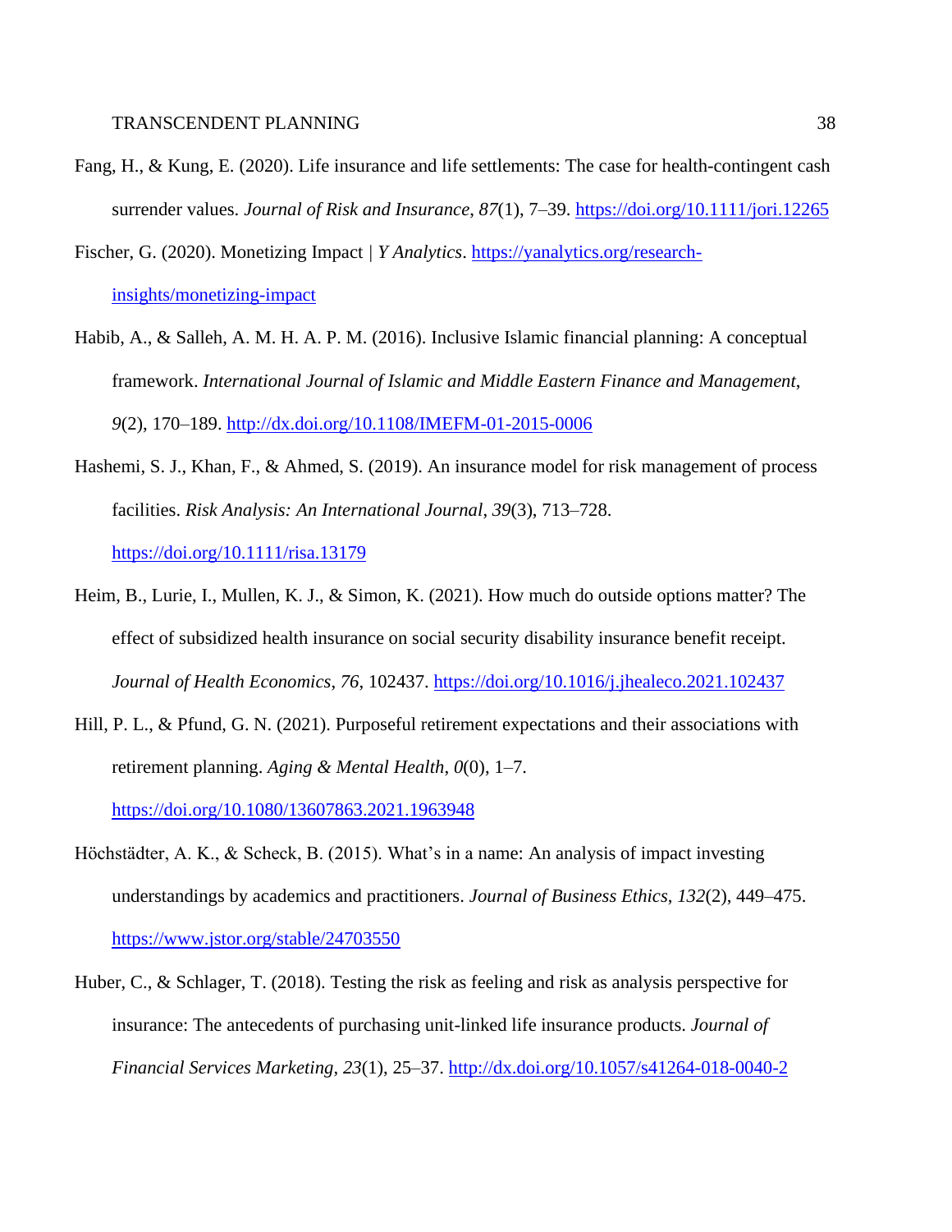Fang, H., & Kung, E. (2020). Life insurance and life settlements: The case for health-contingent cash surrender values. *Journal of Risk and Insurance*, *87*(1), 7–39. https://doi.org/10.1111/jori.12265

Fischer, G. (2020). Monetizing Impact | *Y Analytics*. https://yanalytics.org/research-insights/monetizing-impact

Habib, A., & Salleh, A. M. H. A. P. M. (2016). Inclusive Islamic financial planning: A conceptual framework. *International Journal of Islamic and Middle Eastern Finance and Management*, *9*(2), 170–189. http://dx.doi.org/10.1108/IMEFM-01-2015-0006

Hashemi, S. J., Khan, F., & Ahmed, S. (2019). An insurance model for risk management of process facilities. *Risk Analysis: An International Journal*, *39*(3), 713–728. https://doi.org/10.1111/risa.13179

Heim, B., Lurie, I., Mullen, K. J., & Simon, K. (2021). How much do outside options matter? The effect of subsidized health insurance on social security disability insurance benefit receipt. *Journal of Health Economics*, *76*, 102437. https://doi.org/10.1016/j.jhealeco.2021.102437

Hill, P. L., & Pfund, G. N. (2021). Purposeful retirement expectations and their associations with retirement planning. *Aging & Mental Health*, *0*(0), 1–7. https://doi.org/10.1080/13607863.2021.1963948

Höchstädter, A. K., & Scheck, B. (2015). What's in a name: An analysis of impact investing understandings by academics and practitioners. *Journal of Business Ethics*, *132*(2), 449–475. https://www.jstor.org/stable/24703550

Huber, C., & Schlager, T. (2018). Testing the risk as feeling and risk as analysis perspective for insurance: The antecedents of purchasing unit-linked life insurance products. *Journal of Financial Services Marketing*, *23*(1), 25–37. http://dx.doi.org/10.1057/s41264-018-0040-2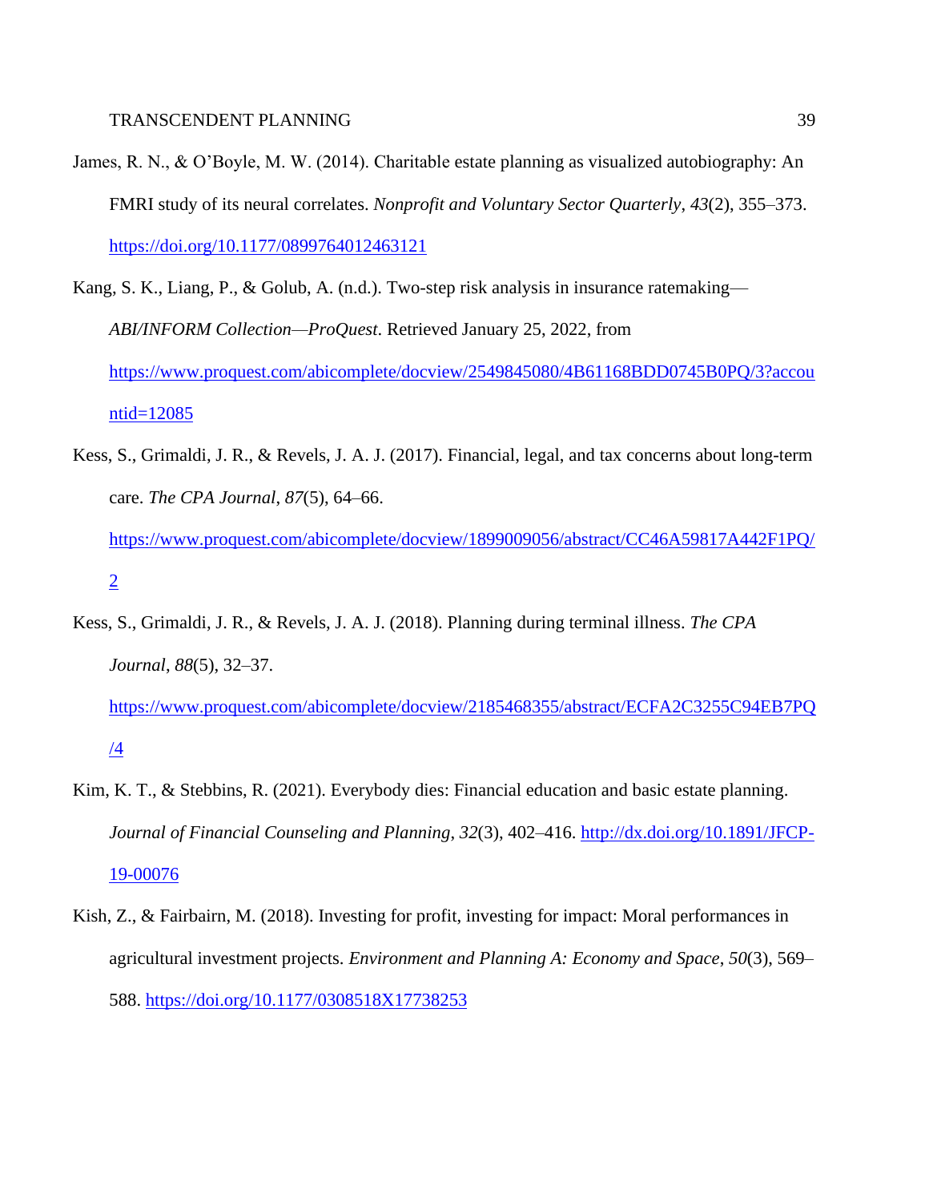James, R. N., & O'Boyle, M. W. (2014). Charitable estate planning as visualized autobiography: An FMRI study of its neural correlates. *Nonprofit and Voluntary Sector Quarterly*, *43*(2), 355–373. https://doi.org/10.1177/0899764012463121

Kang, S. K., Liang, P., & Golub, A. (n.d.). Two-step risk analysis in insurance ratemaking—*ABI/INFORM Collection*—*ProQuest*. Retrieved January 25, 2022, from https://www.proquest.com/abicomplete/docview/2549845080/4B61168BDD0745B0PQ/3?accountid=12085

Kess, S., Grimaldi, J. R., & Revels, J. A. J. (2017). Financial, legal, and tax concerns about long-term care. *The CPA Journal*, *87*(5), 64–66. https://www.proquest.com/abicomplete/docview/1899009056/abstract/CC46A59817A442F1PQ/2

Kess, S., Grimaldi, J. R., & Revels, J. A. J. (2018). Planning during terminal illness. *The CPA Journal*, *88*(5), 32–37. https://www.proquest.com/abicomplete/docview/2185468355/abstract/ECFA2C3255C94EB7PQ/4

Kim, K. T., & Stebbins, R. (2021). Everybody dies: Financial education and basic estate planning. *Journal of Financial Counseling and Planning*, *32*(3), 402–416. http://dx.doi.org/10.1891/JFCP-19-00076

Kish, Z., & Fairbairn, M. (2018). Investing for profit, investing for impact: Moral performances in agricultural investment projects. *Environment and Planning A: Economy and Space*, *50*(3), 569–588. https://doi.org/10.1177/0308518X17738253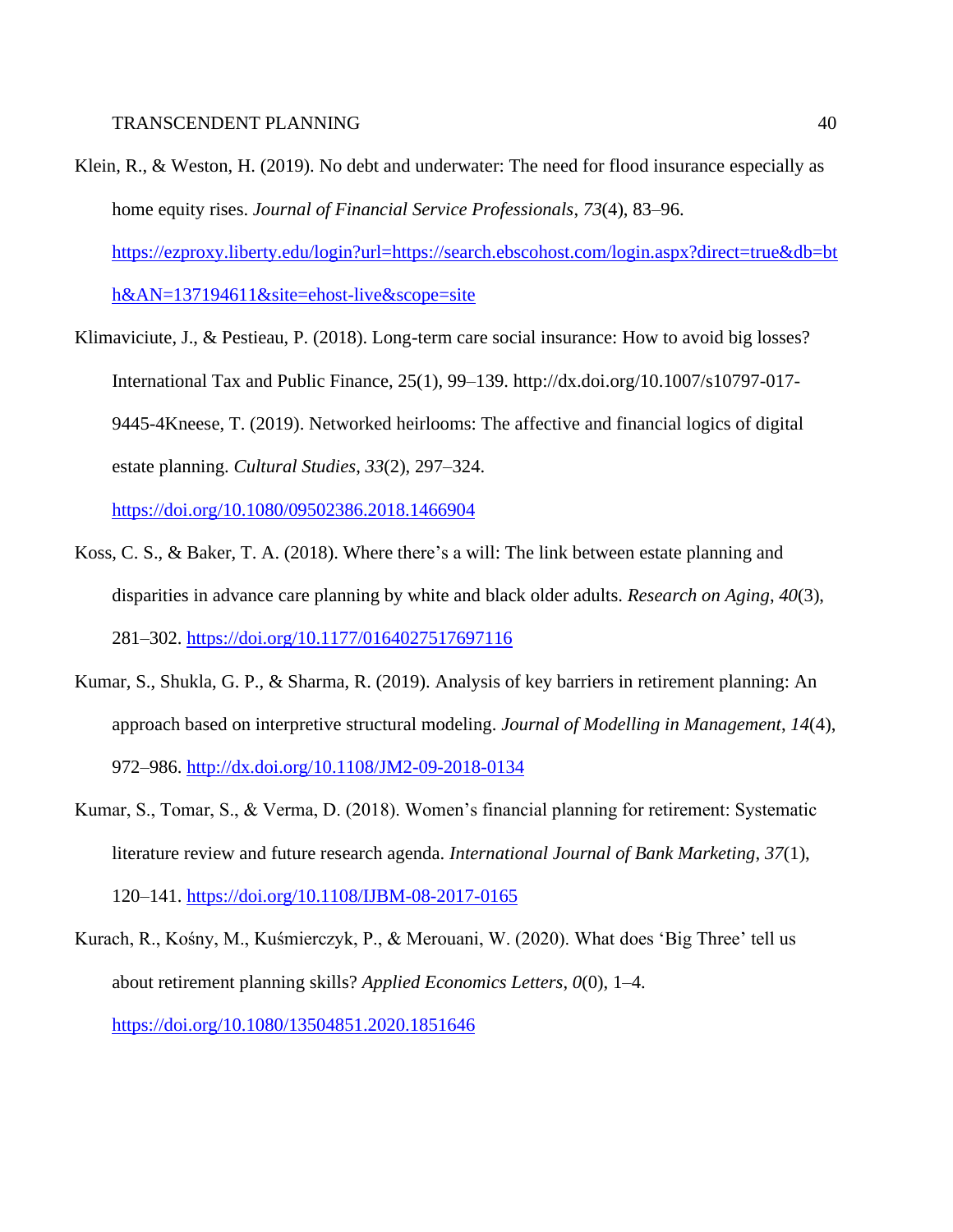Klein, R., & Weston, H. (2019). No debt and underwater: The need for flood insurance especially as home equity rises. *Journal of Financial Service Professionals*, *73*(4), 83–96. https://ezproxy.liberty.edu/login?url=https://search.ebscohost.com/login.aspx?direct=true&db=bth&AN=137194611&site=ehost-live&scope=site

Klimaviciute, J., & Pestieau, P. (2018). Long-term care social insurance: How to avoid big losses? International Tax and Public Finance, 25(1), 99–139. http://dx.doi.org/10.1007/s10797-017-9445-4Kneese, T. (2019). Networked heirlooms: The affective and financial logics of digital estate planning. *Cultural Studies*, *33*(2), 297–324. https://doi.org/10.1080/09502386.2018.1466904

Koss, C. S., & Baker, T. A. (2018). Where there's a will: The link between estate planning and disparities in advance care planning by white and black older adults. *Research on Aging*, *40*(3), 281–302. https://doi.org/10.1177/0164027517697116

Kumar, S., Shukla, G. P., & Sharma, R. (2019). Analysis of key barriers in retirement planning: An approach based on interpretive structural modeling. *Journal of Modelling in Management*, *14*(4), 972–986. http://dx.doi.org/10.1108/JM2-09-2018-0134

Kumar, S., Tomar, S., & Verma, D. (2018). Women's financial planning for retirement: Systematic literature review and future research agenda. *International Journal of Bank Marketing*, *37*(1), 120–141. https://doi.org/10.1108/IJBM-08-2017-0165

Kurach, R., Kośny, M., Kuśmierczyk, P., & Merouani, W. (2020). What does 'Big Three' tell us about retirement planning skills? *Applied Economics Letters*, *0*(0), 1–4. https://doi.org/10.1080/13504851.2020.1851646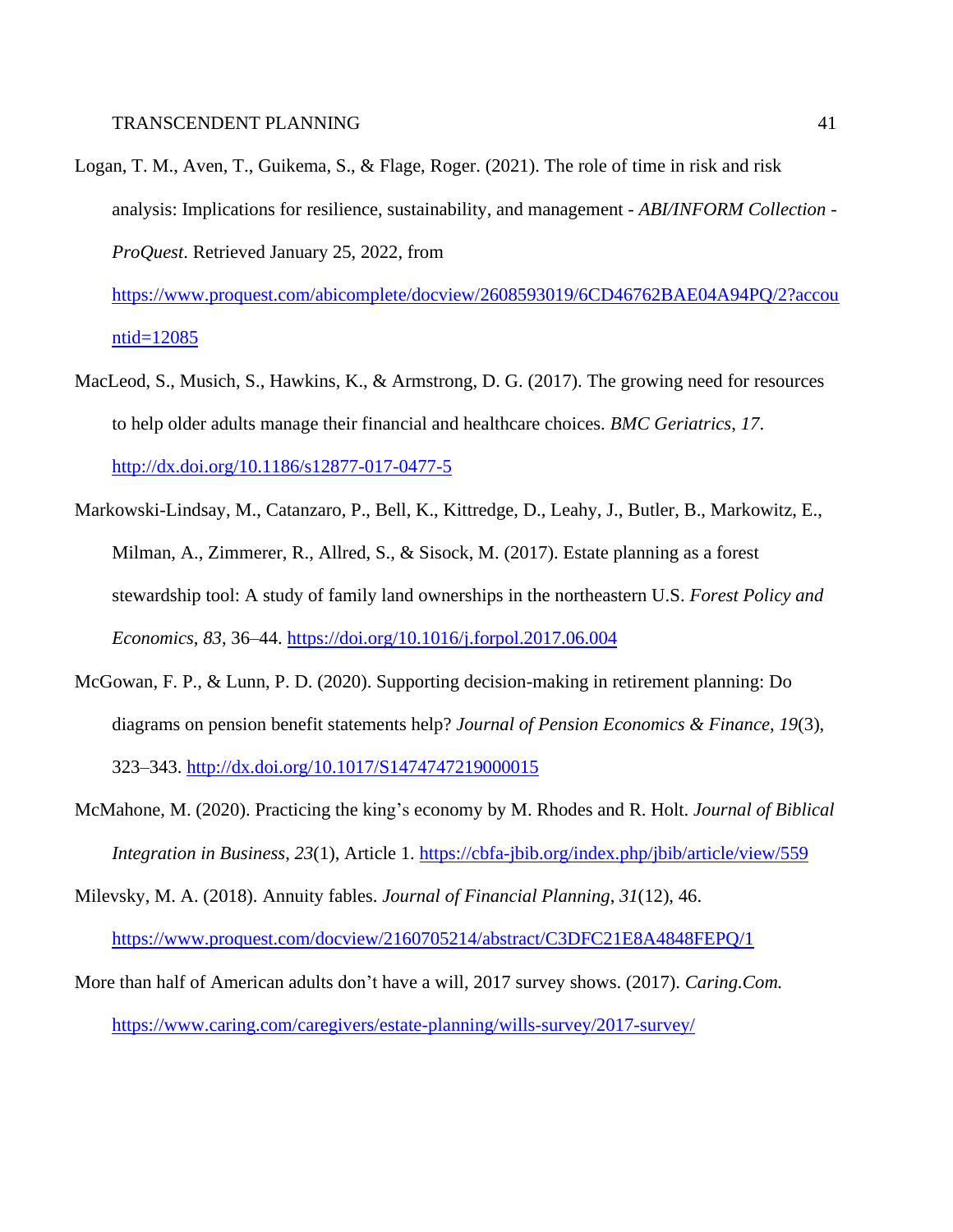Logan, T. M., Aven, T., Guikema, S., & Flage, Roger. (2021). The role of time in risk and risk analysis: Implications for resilience, sustainability, and management - *ABI/INFORM Collection - ProQuest*. Retrieved January 25, 2022, from https://www.proquest.com/abicomplete/docview/2608593019/6CD46762BAE04A94PQ/2?accountid=12085

MacLeod, S., Musich, S., Hawkins, K., & Armstrong, D. G. (2017). The growing need for resources to help older adults manage their financial and healthcare choices. *BMC Geriatrics*, *17*. http://dx.doi.org/10.1186/s12877-017-0477-5

Markowski-Lindsay, M., Catanzaro, P., Bell, K., Kittredge, D., Leahy, J., Butler, B., Markowitz, E., Milman, A., Zimmerer, R., Allred, S., & Sisock, M. (2017). Estate planning as a forest stewardship tool: A study of family land ownerships in the northeastern U.S. *Forest Policy and Economics*, *83*, 36–44. https://doi.org/10.1016/j.forpol.2017.06.004

McGowan, F. P., & Lunn, P. D. (2020). Supporting decision-making in retirement planning: Do diagrams on pension benefit statements help? *Journal of Pension Economics & Finance*, *19*(3), 323–343. http://dx.doi.org/10.1017/S1474747219000015

McMahone, M. (2020). Practicing the king's economy by M. Rhodes and R. Holt. *Journal of Biblical Integration in Business*, *23*(1), Article 1. https://cbfa-jbib.org/index.php/jbib/article/view/559

Milevsky, M. A. (2018). Annuity fables. *Journal of Financial Planning*, *31*(12), 46. https://www.proquest.com/docview/2160705214/abstract/C3DFC21E8A4848FEPQ/1

More than half of American adults don't have a will, 2017 survey shows. (2017). *Caring.Com.* https://www.caring.com/caregivers/estate-planning/wills-survey/2017-survey/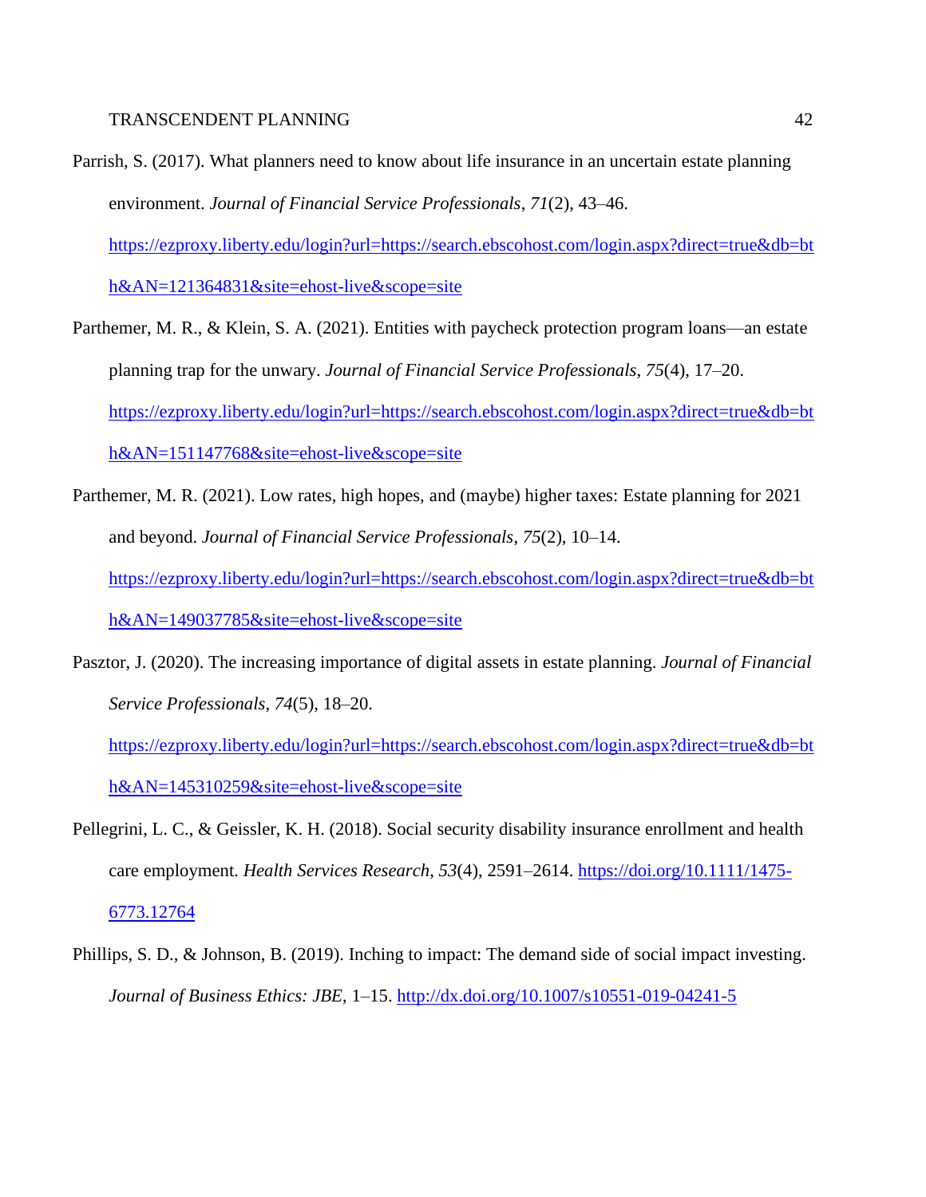Parrish, S. (2017). What planners need to know about life insurance in an uncertain estate planning environment. *Journal of Financial Service Professionals*, *71*(2), 43–46. https://ezproxy.liberty.edu/login?url=https://search.ebscohost.com/login.aspx?direct=true&db=bth&AN=121364831&site=ehost-live&scope=site

Parthemer, M. R., & Klein, S. A. (2021). Entities with paycheck protection program loans—an estate planning trap for the unwary. *Journal of Financial Service Professionals*, *75*(4), 17–20. https://ezproxy.liberty.edu/login?url=https://search.ebscohost.com/login.aspx?direct=true&db=bth&AN=151147768&site=ehost-live&scope=site

Parthemer, M. R. (2021). Low rates, high hopes, and (maybe) higher taxes: Estate planning for 2021 and beyond. *Journal of Financial Service Professionals*, *75*(2), 10–14. https://ezproxy.liberty.edu/login?url=https://search.ebscohost.com/login.aspx?direct=true&db=bth&AN=149037785&site=ehost-live&scope=site

Pasztor, J. (2020). The increasing importance of digital assets in estate planning. *Journal of Financial Service Professionals*, *74*(5), 18–20. https://ezproxy.liberty.edu/login?url=https://search.ebscohost.com/login.aspx?direct=true&db=bth&AN=145310259&site=ehost-live&scope=site

Pellegrini, L. C., & Geissler, K. H. (2018). Social security disability insurance enrollment and health care employment. *Health Services Research*, *53*(4), 2591–2614. https://doi.org/10.1111/1475-6773.12764

Phillips, S. D., & Johnson, B. (2019). Inching to impact: The demand side of social impact investing. *Journal of Business Ethics: JBE*, 1–15. http://dx.doi.org/10.1007/s10551-019-04241-5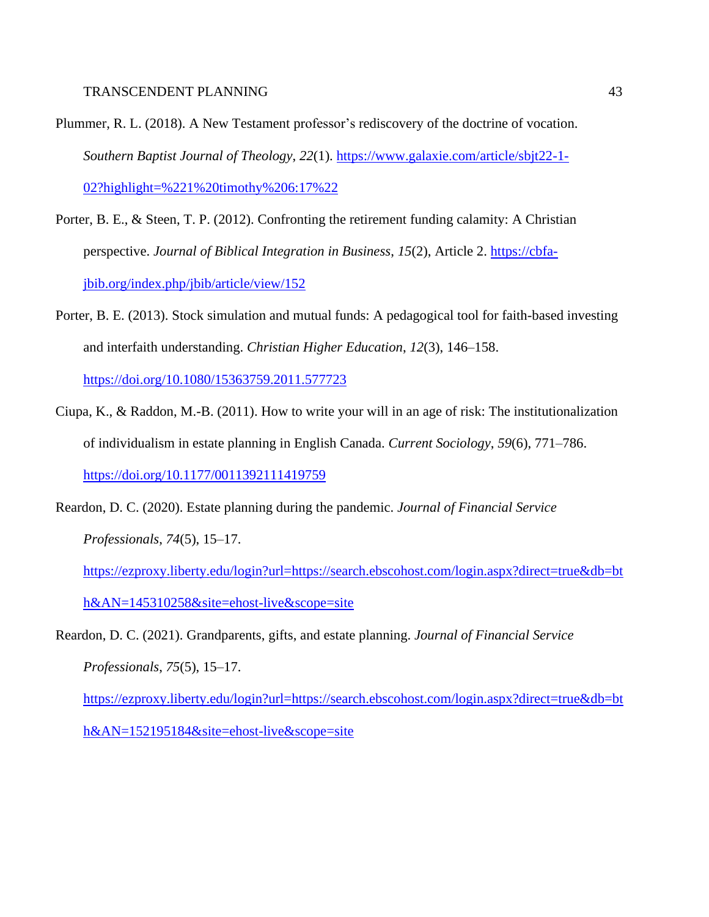Plummer, R. L. (2018). A New Testament professor's rediscovery of the doctrine of vocation. *Southern Baptist Journal of Theology*, *22*(1). https://www.galaxie.com/article/sbjt22-1-02?highlight=%221%20timothy%206:17%22

Porter, B. E., & Steen, T. P. (2012). Confronting the retirement funding calamity: A Christian perspective. *Journal of Biblical Integration in Business*, *15*(2), Article 2. https://cbfa-jbib.org/index.php/jbib/article/view/152

Porter, B. E. (2013). Stock simulation and mutual funds: A pedagogical tool for faith-based investing and interfaith understanding. *Christian Higher Education*, *12*(3), 146–158. https://doi.org/10.1080/15363759.2011.577723

Ciupa, K., & Raddon, M.-B. (2011). How to write your will in an age of risk: The institutionalization of individualism in estate planning in English Canada. *Current Sociology*, *59*(6), 771–786. https://doi.org/10.1177/0011392111419759

Reardon, D. C. (2020). Estate planning during the pandemic. *Journal of Financial Service Professionals*, *74*(5), 15–17. https://ezproxy.liberty.edu/login?url=https://search.ebscohost.com/login.aspx?direct=true&db=bth&AN=145310258&site=ehost-live&scope=site

Reardon, D. C. (2021). Grandparents, gifts, and estate planning. *Journal of Financial Service Professionals*, *75*(5), 15–17. https://ezproxy.liberty.edu/login?url=https://search.ebscohost.com/login.aspx?direct=true&db=bth&AN=152195184&site=ehost-live&scope=site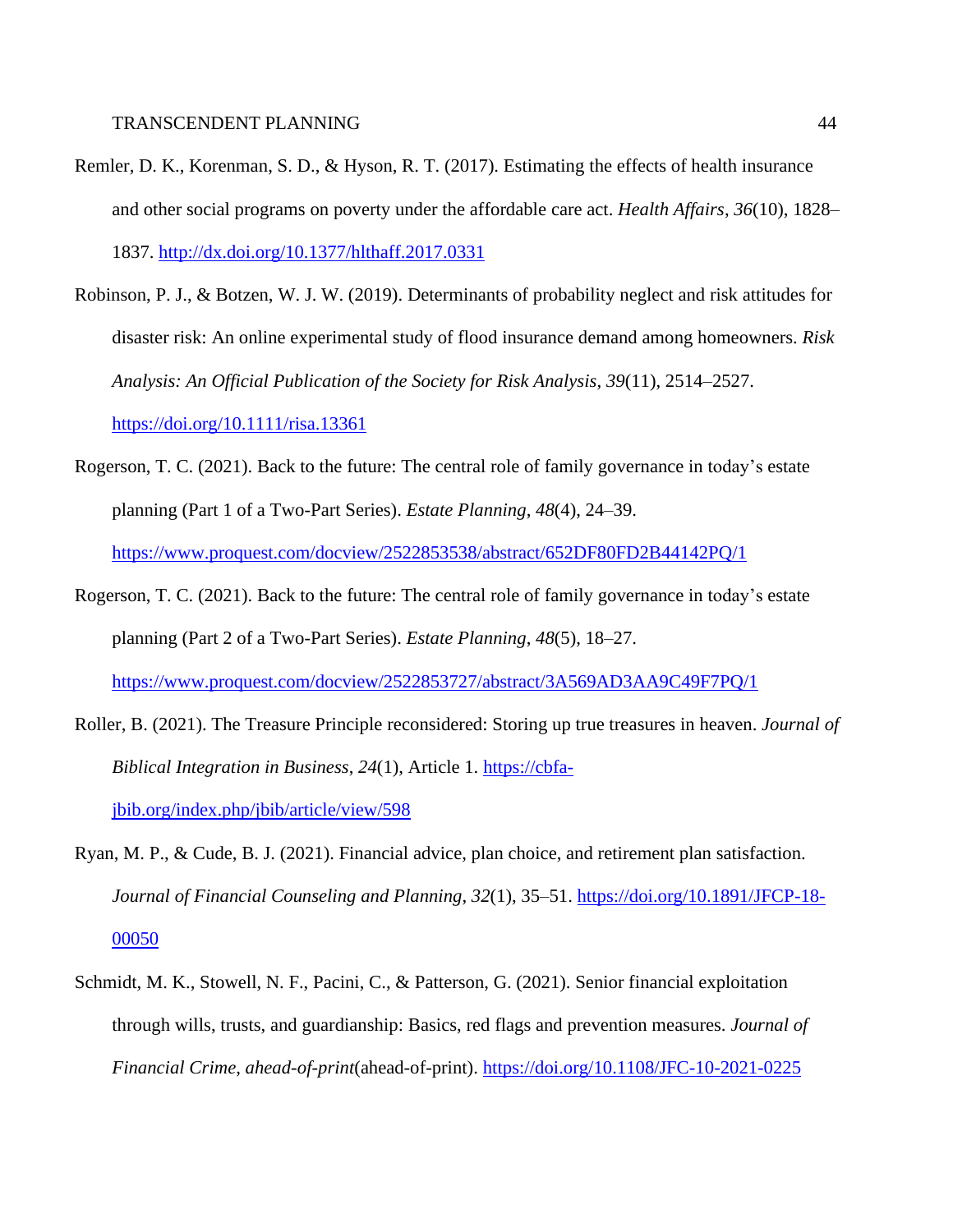Remler, D. K., Korenman, S. D., & Hyson, R. T. (2017). Estimating the effects of health insurance and other social programs on poverty under the affordable care act. *Health Affairs*, *36*(10), 1828–1837. http://dx.doi.org/10.1377/hlthaff.2017.0331

Robinson, P. J., & Botzen, W. J. W. (2019). Determinants of probability neglect and risk attitudes for disaster risk: An online experimental study of flood insurance demand among homeowners. *Risk Analysis: An Official Publication of the Society for Risk Analysis*, *39*(11), 2514–2527. https://doi.org/10.1111/risa.13361

Rogerson, T. C. (2021). Back to the future: The central role of family governance in today's estate planning (Part 1 of a Two-Part Series). *Estate Planning*, *48*(4), 24–39. https://www.proquest.com/docview/2522853538/abstract/652DF80FD2B44142PQ/1

Rogerson, T. C. (2021). Back to the future: The central role of family governance in today's estate planning (Part 2 of a Two-Part Series). *Estate Planning*, *48*(5), 18–27. https://www.proquest.com/docview/2522853727/abstract/3A569AD3AA9C49F7PQ/1

Roller, B. (2021). The Treasure Principle reconsidered: Storing up true treasures in heaven. *Journal of Biblical Integration in Business*, *24*(1), Article 1. https://cbfa-jbib.org/index.php/jbib/article/view/598

Ryan, M. P., & Cude, B. J. (2021). Financial advice, plan choice, and retirement plan satisfaction. *Journal of Financial Counseling and Planning*, *32*(1), 35–51. https://doi.org/10.1891/JFCP-18-00050

Schmidt, M. K., Stowell, N. F., Pacini, C., & Patterson, G. (2021). Senior financial exploitation through wills, trusts, and guardianship: Basics, red flags and prevention measures. *Journal of Financial Crime*, *ahead-of-print*(ahead-of-print). https://doi.org/10.1108/JFC-10-2021-0225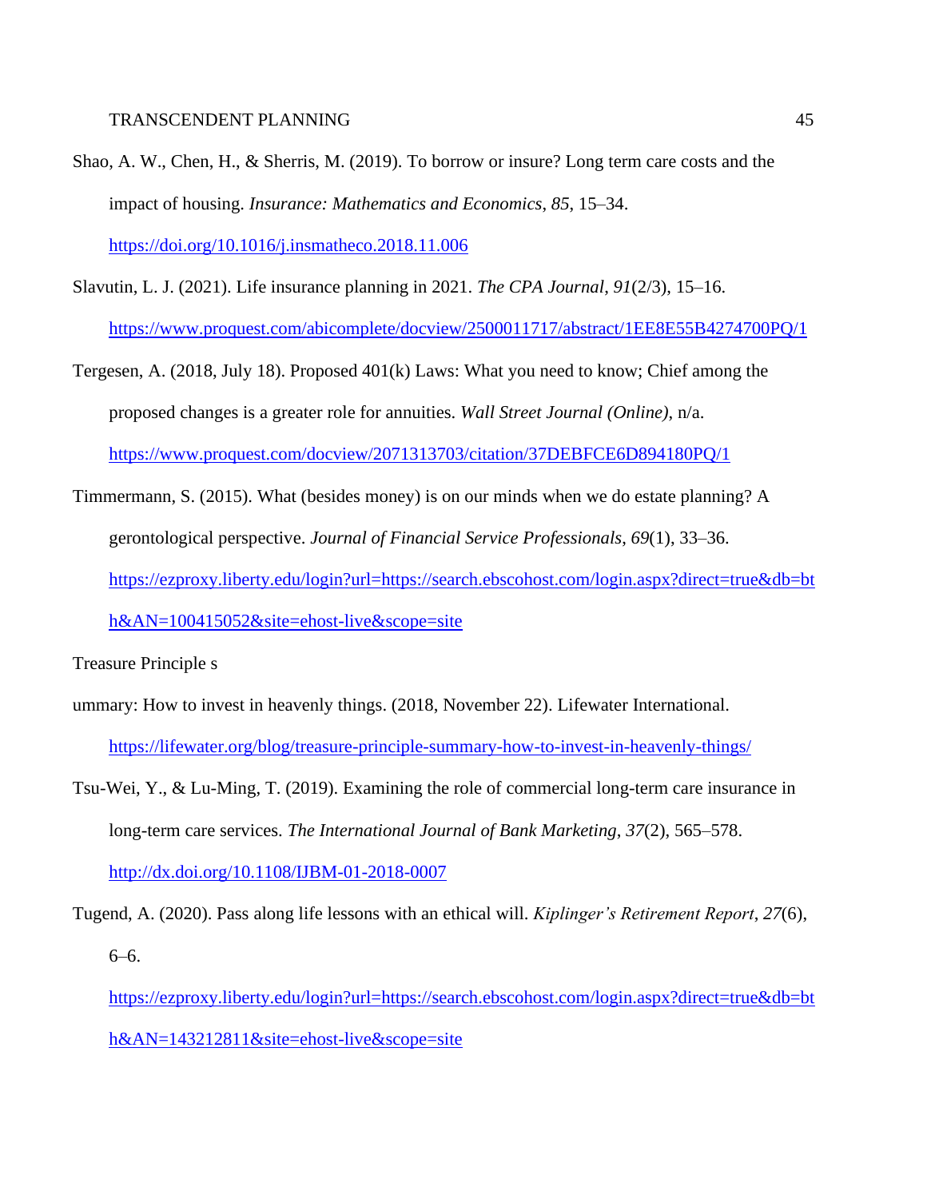Shao, A. W., Chen, H., & Sherris, M. (2019). To borrow or insure? Long term care costs and the impact of housing. *Insurance: Mathematics and Economics*, *85*, 15–34. https://doi.org/10.1016/j.insmatheco.2018.11.006

Slavutin, L. J. (2021). Life insurance planning in 2021. *The CPA Journal*, *91*(2/3), 15–16. https://www.proquest.com/abicomplete/docview/2500011717/abstract/1EE8E55B4274700PQ/1

Tergesen, A. (2018, July 18). Proposed 401(k) Laws: What you need to know; Chief among the proposed changes is a greater role for annuities. *Wall Street Journal (Online)*, n/a. https://www.proquest.com/docview/2071313703/citation/37DEBFCE6D894180PQ/1

Timmermann, S. (2015). What (besides money) is on our minds when we do estate planning? A gerontological perspective. *Journal of Financial Service Professionals*, *69*(1), 33–36. https://ezproxy.liberty.edu/login?url=https://search.ebscohost.com/login.aspx?direct=true&db=bth&AN=100415052&site=ehost-live&scope=site

Treasure Principle s

ummary: How to invest in heavenly things. (2018, November 22). Lifewater International. https://lifewater.org/blog/treasure-principle-summary-how-to-invest-in-heavenly-things/

Tsu-Wei, Y., & Lu-Ming, T. (2019). Examining the role of commercial long-term care insurance in long-term care services. *The International Journal of Bank Marketing*, *37*(2), 565–578. http://dx.doi.org/10.1108/IJBM-01-2018-0007

Tugend, A. (2020). Pass along life lessons with an ethical will. *Kiplinger's Retirement Report*, *27*(6), 6–6. https://ezproxy.liberty.edu/login?url=https://search.ebscohost.com/login.aspx?direct=true&db=bth&AN=143212811&site=ehost-live&scope=site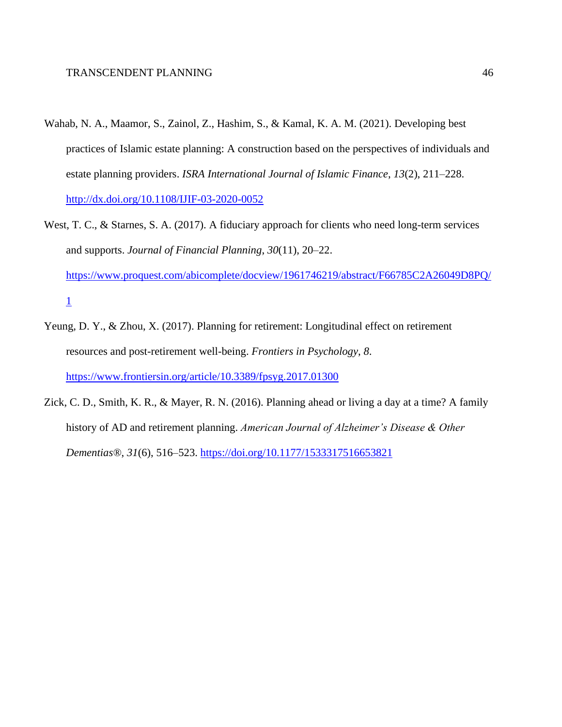Wahab, N. A., Maamor, S., Zainol, Z., Hashim, S., & Kamal, K. A. M. (2021). Developing best practices of Islamic estate planning: A construction based on the perspectives of individuals and estate planning providers. *ISRA International Journal of Islamic Finance*, *13*(2), 211–228. http://dx.doi.org/10.1108/IJIF-03-2020-0052

West, T. C., & Starnes, S. A. (2017). A fiduciary approach for clients who need long-term services and supports. *Journal of Financial Planning*, *30*(11), 20–22. https://www.proquest.com/abicomplete/docview/1961746219/abstract/F66785C2A26049D8PQ/1

Yeung, D. Y., & Zhou, X. (2017). Planning for retirement: Longitudinal effect on retirement resources and post-retirement well-being. *Frontiers in Psychology*, *8*. https://www.frontiersin.org/article/10.3389/fpsyg.2017.01300

Zick, C. D., Smith, K. R., & Mayer, R. N. (2016). Planning ahead or living a day at a time? A family history of AD and retirement planning. *American Journal of Alzheimer's Disease & Other Dementias®*, *31*(6), 516–523. https://doi.org/10.1177/1533317516653821